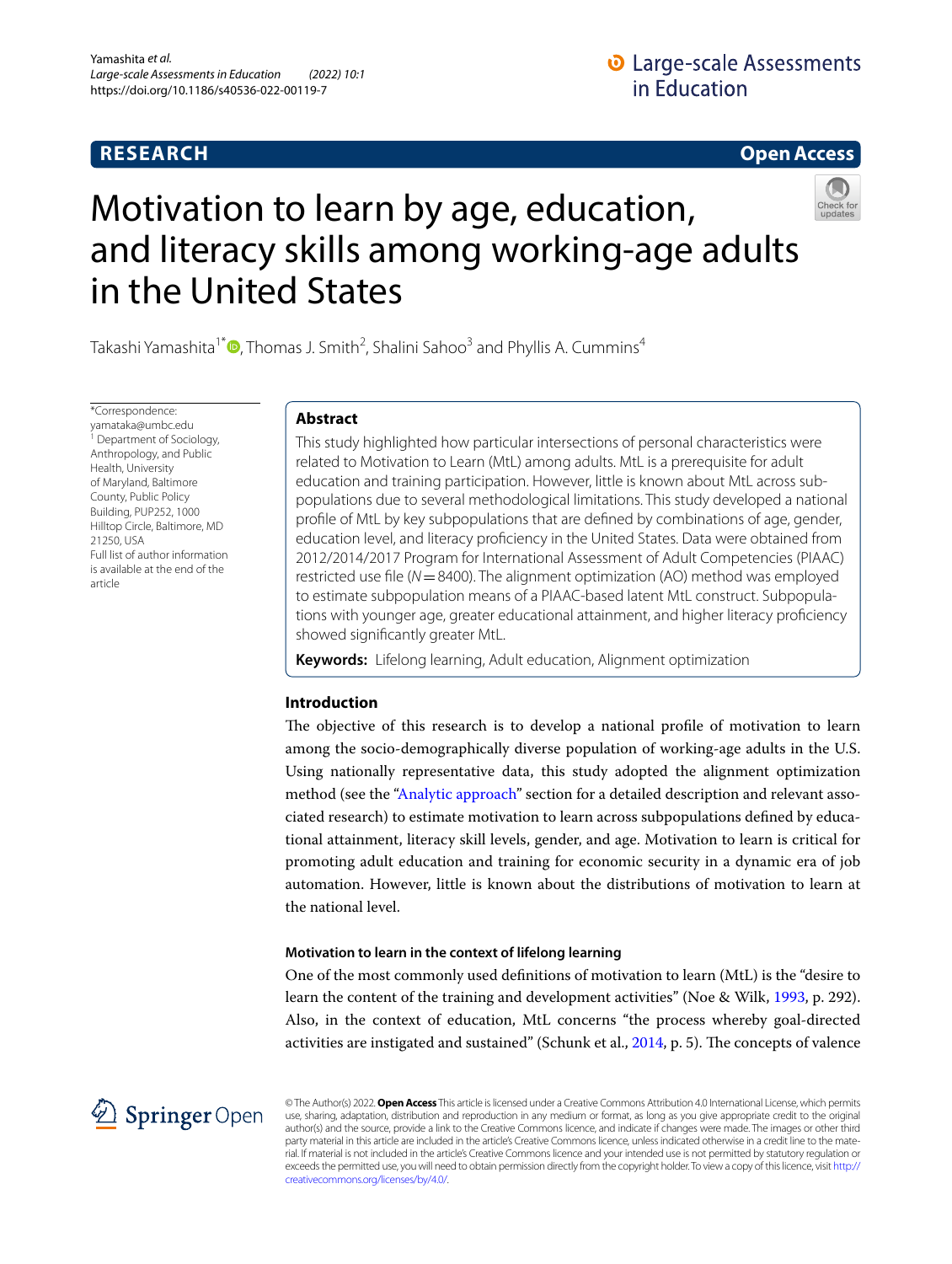RESEARCH

Open Access

# Motivation to learn by age, education, and literacy skills among working-age adults in the United States

Takashi Yamashita[1*], Thomas J. Smith[2], Shalini Sahoo[3] and Phyllis A. Cummins[4]

*Correspondence: yamataka@umbc.edu
[1] Department of Sociology, Anthropology, and Public Health, University of Maryland, Baltimore County, Public Policy Building, PUP252, 1000 Hilltop Circle, Baltimore, MD 21250, USA
Full list of author information is available at the end of the article

## Abstract

This study highlighted how particular intersections of personal characteristics were related to Motivation to Learn (MtL) among adults. MtL is a prerequisite for adult education and training participation. However, little is known about MtL across subpopulations due to several methodological limitations. This study developed a national profile of MtL by key subpopulations that are defined by combinations of age, gender, education level, and literacy proficiency in the United States. Data were obtained from 2012/2014/2017 Program for International Assessment of Adult Competencies (PIAAC) restricted use file ($N = 8400$). The alignment optimization (AO) method was employed to estimate subpopulation means of a PIAAC-based latent MtL construct. Subpopulations with younger age, greater educational attainment, and higher literacy proficiency showed significantly greater MtL.

**Keywords:** Lifelong learning, Adult education, Alignment optimization

## Introduction

The objective of this research is to develop a national profile of motivation to learn among the socio-demographically diverse population of working-age adults in the U.S. Using nationally representative data, this study adopted the alignment optimization method (see the "Analytic approach" section for a detailed description and relevant associated research) to estimate motivation to learn across subpopulations defined by educational attainment, literacy skill levels, gender, and age. Motivation to learn is critical for promoting adult education and training for economic security in a dynamic era of job automation. However, little is known about the distributions of motivation to learn at the national level.

### Motivation to learn in the context of lifelong learning

One of the most commonly used definitions of motivation to learn (MtL) is the "desire to learn the content of the training and development activities" (Noe & Wilk, 1993, p. 292). Also, in the context of education, MtL concerns "the process whereby goal-directed activities are instigated and sustained" (Schunk et al., 2014, p. 5). The concepts of valence

© The Author(s) 2022. **Open Access** This article is licensed under a Creative Commons Attribution 4.0 International License, which permits use, sharing, adaptation, distribution and reproduction in any medium or format, as long as you give appropriate credit to the original author(s) and the source, provide a link to the Creative Commons licence, and indicate if changes were made. The images or other third party material in this article are included in the article's Creative Commons licence, unless indicated otherwise in a credit line to the material. If material is not included in the article's Creative Commons licence and your intended use is not permitted by statutory regulation or exceeds the permitted use, you will need to obtain permission directly from the copyright holder. To view a copy of this licence, visit http://creativecommons.org/licenses/by/4.0/.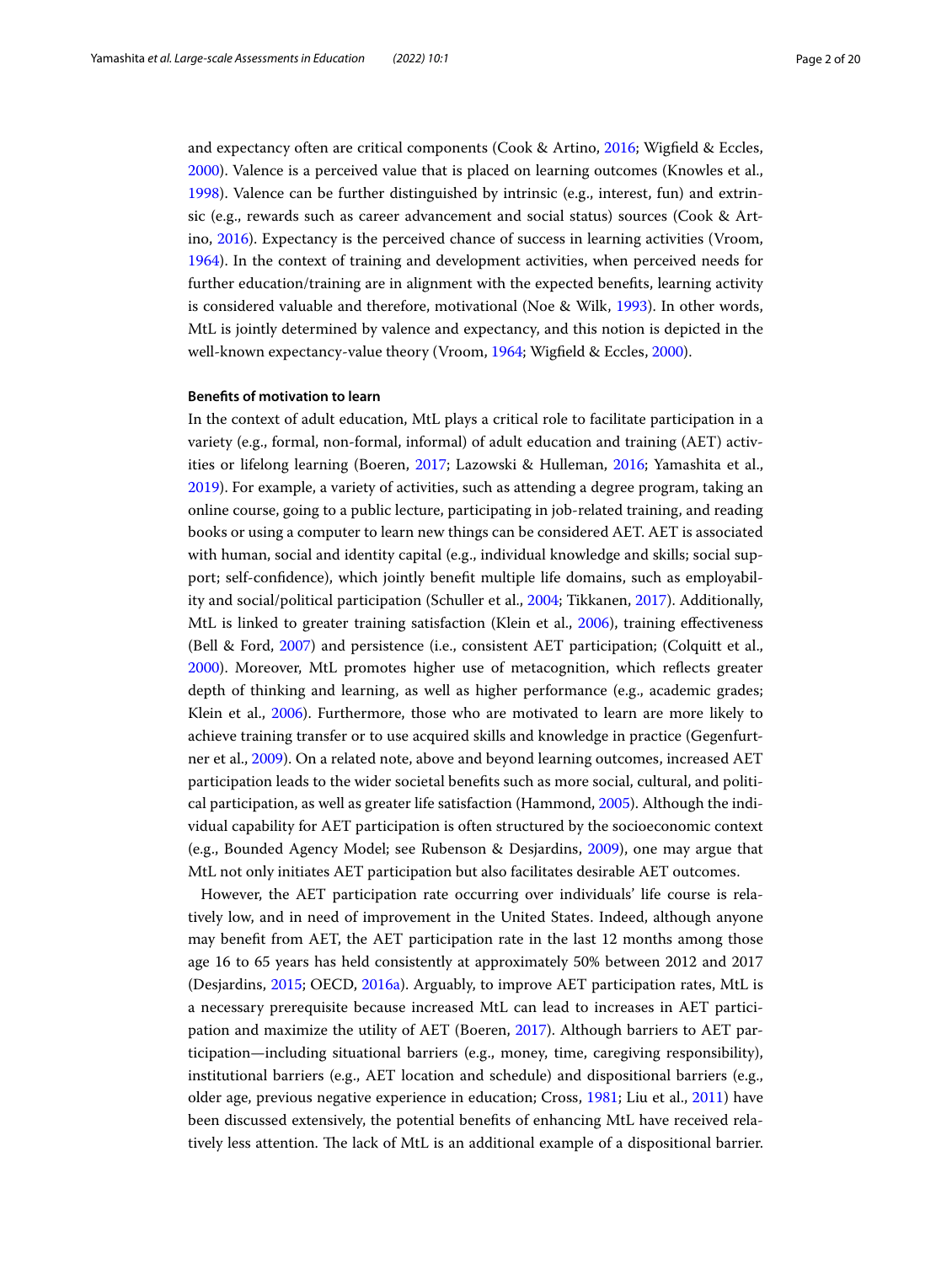and expectancy often are critical components (Cook & Artino, 2016; Wigfield & Eccles, 2000). Valence is a perceived value that is placed on learning outcomes (Knowles et al., 1998). Valence can be further distinguished by intrinsic (e.g., interest, fun) and extrinsic (e.g., rewards such as career advancement and social status) sources (Cook & Artino, 2016). Expectancy is the perceived chance of success in learning activities (Vroom, 1964). In the context of training and development activities, when perceived needs for further education/training are in alignment with the expected benefits, learning activity is considered valuable and therefore, motivational (Noe & Wilk, 1993). In other words, MtL is jointly determined by valence and expectancy, and this notion is depicted in the well-known expectancy-value theory (Vroom, 1964; Wigfield & Eccles, 2000).

#### Benefits of motivation to learn

In the context of adult education, MtL plays a critical role to facilitate participation in a variety (e.g., formal, non-formal, informal) of adult education and training (AET) activities or lifelong learning (Boeren, 2017; Lazowski & Hulleman, 2016; Yamashita et al., 2019). For example, a variety of activities, such as attending a degree program, taking an online course, going to a public lecture, participating in job-related training, and reading books or using a computer to learn new things can be considered AET. AET is associated with human, social and identity capital (e.g., individual knowledge and skills; social support; self-confidence), which jointly benefit multiple life domains, such as employability and social/political participation (Schuller et al., 2004; Tikkanen, 2017). Additionally, MtL is linked to greater training satisfaction (Klein et al., 2006), training effectiveness (Bell & Ford, 2007) and persistence (i.e., consistent AET participation; (Colquitt et al., 2000). Moreover, MtL promotes higher use of metacognition, which reflects greater depth of thinking and learning, as well as higher performance (e.g., academic grades; Klein et al., 2006). Furthermore, those who are motivated to learn are more likely to achieve training transfer or to use acquired skills and knowledge in practice (Gegenfurtner et al., 2009). On a related note, above and beyond learning outcomes, increased AET participation leads to the wider societal benefits such as more social, cultural, and political participation, as well as greater life satisfaction (Hammond, 2005). Although the individual capability for AET participation is often structured by the socioeconomic context (e.g., Bounded Agency Model; see Rubenson & Desjardins, 2009), one may argue that MtL not only initiates AET participation but also facilitates desirable AET outcomes.

However, the AET participation rate occurring over individuals' life course is relatively low, and in need of improvement in the United States. Indeed, although anyone may benefit from AET, the AET participation rate in the last 12 months among those age 16 to 65 years has held consistently at approximately 50% between 2012 and 2017 (Desjardins, 2015; OECD, 2016a). Arguably, to improve AET participation rates, MtL is a necessary prerequisite because increased MtL can lead to increases in AET participation and maximize the utility of AET (Boeren, 2017). Although barriers to AET participation—including situational barriers (e.g., money, time, caregiving responsibility), institutional barriers (e.g., AET location and schedule) and dispositional barriers (e.g., older age, previous negative experience in education; Cross, 1981; Liu et al., 2011) have been discussed extensively, the potential benefits of enhancing MtL have received relatively less attention. The lack of MtL is an additional example of a dispositional barrier.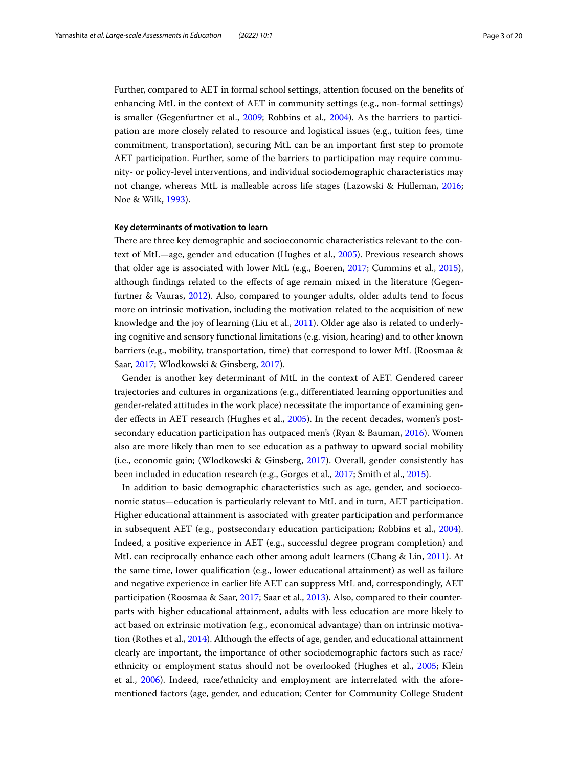Further, compared to AET in formal school settings, attention focused on the benefits of enhancing MtL in the context of AET in community settings (e.g., non-formal settings) is smaller (Gegenfurtner et al., 2009; Robbins et al., 2004). As the barriers to participation are more closely related to resource and logistical issues (e.g., tuition fees, time commitment, transportation), securing MtL can be an important first step to promote AET participation. Further, some of the barriers to participation may require community- or policy-level interventions, and individual sociodemographic characteristics may not change, whereas MtL is malleable across life stages (Lazowski & Hulleman, 2016; Noe & Wilk, 1993).

#### Key determinants of motivation to learn

There are three key demographic and socioeconomic characteristics relevant to the context of MtL—age, gender and education (Hughes et al., 2005). Previous research shows that older age is associated with lower MtL (e.g., Boeren, 2017; Cummins et al., 2015), although findings related to the effects of age remain mixed in the literature (Gegenfurtner & Vauras, 2012). Also, compared to younger adults, older adults tend to focus more on intrinsic motivation, including the motivation related to the acquisition of new knowledge and the joy of learning (Liu et al., 2011). Older age also is related to underlying cognitive and sensory functional limitations (e.g. vision, hearing) and to other known barriers (e.g., mobility, transportation, time) that correspond to lower MtL (Roosmaa & Saar, 2017; Wlodkowski & Ginsberg, 2017).

Gender is another key determinant of MtL in the context of AET. Gendered career trajectories and cultures in organizations (e.g., differentiated learning opportunities and gender-related attitudes in the work place) necessitate the importance of examining gender effects in AET research (Hughes et al., 2005). In the recent decades, women's postsecondary education participation has outpaced men's (Ryan & Bauman, 2016). Women also are more likely than men to see education as a pathway to upward social mobility (i.e., economic gain; (Wlodkowski & Ginsberg, 2017). Overall, gender consistently has been included in education research (e.g., Gorges et al., 2017; Smith et al., 2015).

In addition to basic demographic characteristics such as age, gender, and socioeconomic status—education is particularly relevant to MtL and in turn, AET participation. Higher educational attainment is associated with greater participation and performance in subsequent AET (e.g., postsecondary education participation; Robbins et al., 2004). Indeed, a positive experience in AET (e.g., successful degree program completion) and MtL can reciprocally enhance each other among adult learners (Chang & Lin, 2011). At the same time, lower qualification (e.g., lower educational attainment) as well as failure and negative experience in earlier life AET can suppress MtL and, correspondingly, AET participation (Roosmaa & Saar, 2017; Saar et al., 2013). Also, compared to their counterparts with higher educational attainment, adults with less education are more likely to act based on extrinsic motivation (e.g., economical advantage) than on intrinsic motivation (Rothes et al., 2014). Although the effects of age, gender, and educational attainment clearly are important, the importance of other sociodemographic factors such as race/ethnicity or employment status should not be overlooked (Hughes et al., 2005; Klein et al., 2006). Indeed, race/ethnicity and employment are interrelated with the aforementioned factors (age, gender, and education; Center for Community College Student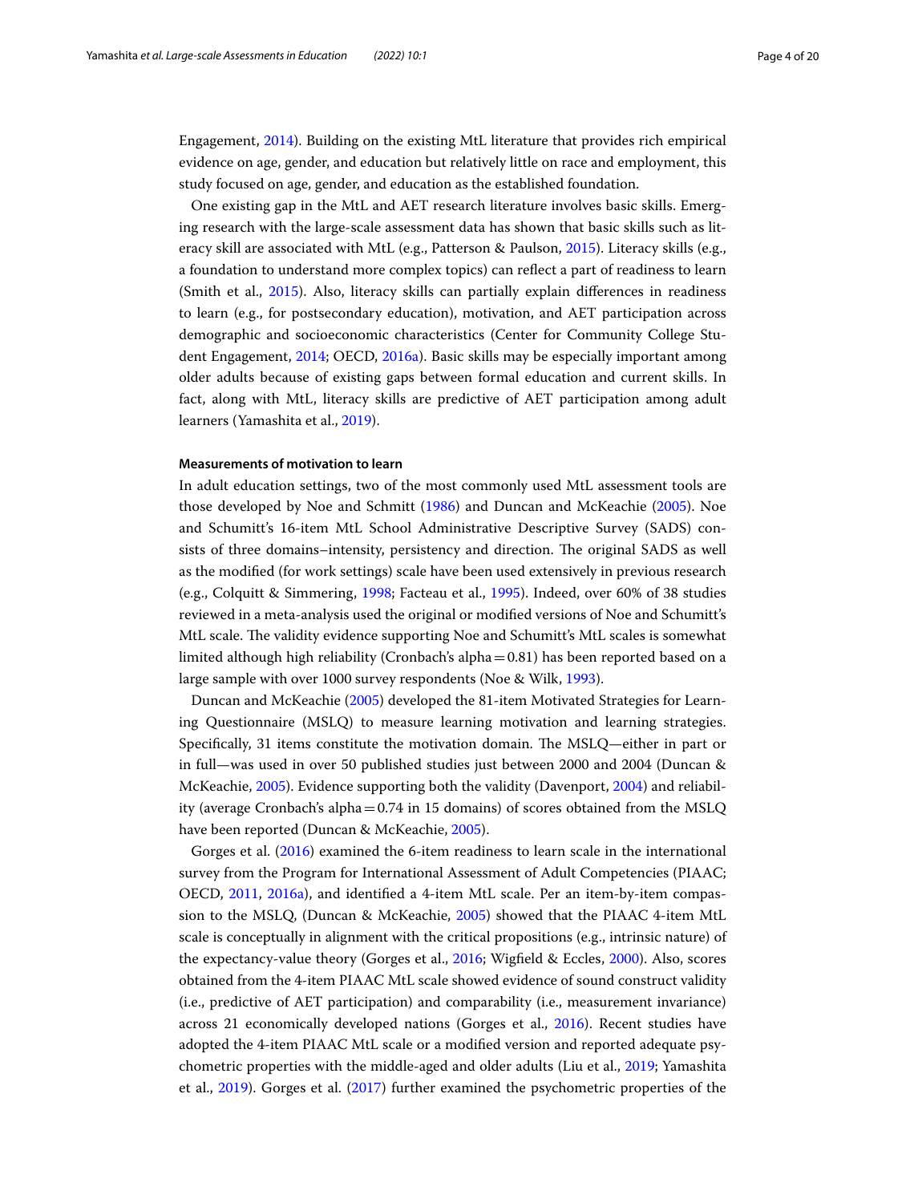Engagement, 2014). Building on the existing MtL literature that provides rich empirical evidence on age, gender, and education but relatively little on race and employment, this study focused on age, gender, and education as the established foundation.

One existing gap in the MtL and AET research literature involves basic skills. Emerging research with the large-scale assessment data has shown that basic skills such as literacy skill are associated with MtL (e.g., Patterson & Paulson, 2015). Literacy skills (e.g., a foundation to understand more complex topics) can reflect a part of readiness to learn (Smith et al., 2015). Also, literacy skills can partially explain differences in readiness to learn (e.g., for postsecondary education), motivation, and AET participation across demographic and socioeconomic characteristics (Center for Community College Student Engagement, 2014; OECD, 2016a). Basic skills may be especially important among older adults because of existing gaps between formal education and current skills. In fact, along with MtL, literacy skills are predictive of AET participation among adult learners (Yamashita et al., 2019).

#### Measurements of motivation to learn

In adult education settings, two of the most commonly used MtL assessment tools are those developed by Noe and Schmitt (1986) and Duncan and McKeachie (2005). Noe and Schumitt's 16-item MtL School Administrative Descriptive Survey (SADS) consists of three domains–intensity, persistency and direction. The original SADS as well as the modified (for work settings) scale have been used extensively in previous research (e.g., Colquitt & Simmering, 1998; Facteau et al., 1995). Indeed, over 60% of 38 studies reviewed in a meta-analysis used the original or modified versions of Noe and Schumitt's MtL scale. The validity evidence supporting Noe and Schumitt's MtL scales is somewhat limited although high reliability (Cronbach's alpha = 0.81) has been reported based on a large sample with over 1000 survey respondents (Noe & Wilk, 1993).

Duncan and McKeachie (2005) developed the 81-item Motivated Strategies for Learning Questionnaire (MSLQ) to measure learning motivation and learning strategies. Specifically, 31 items constitute the motivation domain. The MSLQ—either in part or in full—was used in over 50 published studies just between 2000 and 2004 (Duncan & McKeachie, 2005). Evidence supporting both the validity (Davenport, 2004) and reliability (average Cronbach's alpha = 0.74 in 15 domains) of scores obtained from the MSLQ have been reported (Duncan & McKeachie, 2005).

Gorges et al. (2016) examined the 6-item readiness to learn scale in the international survey from the Program for International Assessment of Adult Competencies (PIAAC; OECD, 2011, 2016a), and identified a 4-item MtL scale. Per an item-by-item compassion to the MSLQ, (Duncan & McKeachie, 2005) showed that the PIAAC 4-item MtL scale is conceptually in alignment with the critical propositions (e.g., intrinsic nature) of the expectancy-value theory (Gorges et al., 2016; Wigfield & Eccles, 2000). Also, scores obtained from the 4-item PIAAC MtL scale showed evidence of sound construct validity (i.e., predictive of AET participation) and comparability (i.e., measurement invariance) across 21 economically developed nations (Gorges et al., 2016). Recent studies have adopted the 4-item PIAAC MtL scale or a modified version and reported adequate psychometric properties with the middle-aged and older adults (Liu et al., 2019; Yamashita et al., 2019). Gorges et al. (2017) further examined the psychometric properties of the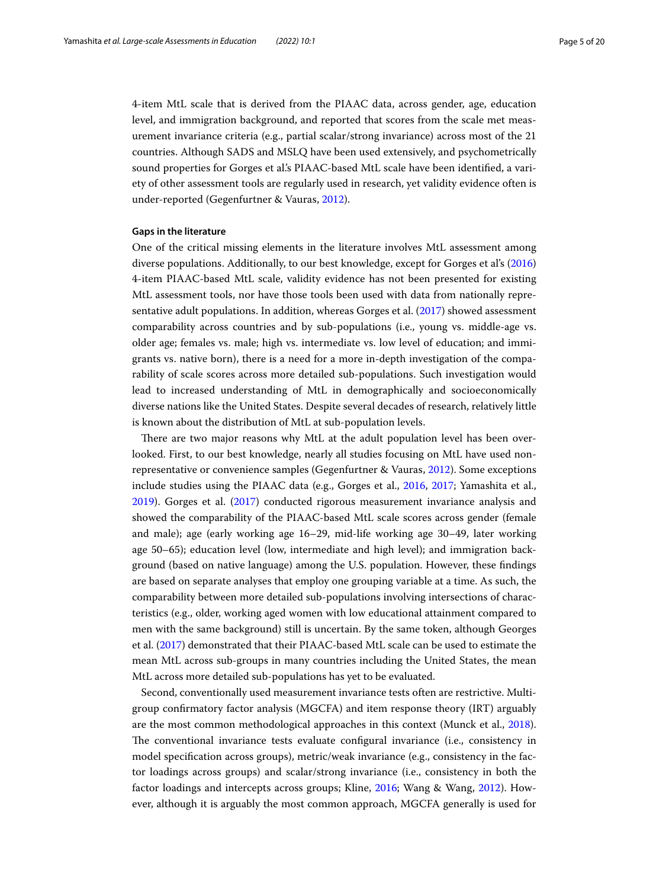4-item MtL scale that is derived from the PIAAC data, across gender, age, education level, and immigration background, and reported that scores from the scale met measurement invariance criteria (e.g., partial scalar/strong invariance) across most of the 21 countries. Although SADS and MSLQ have been used extensively, and psychometrically sound properties for Gorges et al.'s PIAAC-based MtL scale have been identified, a variety of other assessment tools are regularly used in research, yet validity evidence often is under-reported (Gegenfurtner & Vauras, 2012).

### Gaps in the literature

One of the critical missing elements in the literature involves MtL assessment among diverse populations. Additionally, to our best knowledge, except for Gorges et al's (2016) 4-item PIAAC-based MtL scale, validity evidence has not been presented for existing MtL assessment tools, nor have those tools been used with data from nationally representative adult populations. In addition, whereas Gorges et al. (2017) showed assessment comparability across countries and by sub-populations (i.e., young vs. middle-age vs. older age; females vs. male; high vs. intermediate vs. low level of education; and immigrants vs. native born), there is a need for a more in-depth investigation of the comparability of scale scores across more detailed sub-populations. Such investigation would lead to increased understanding of MtL in demographically and socioeconomically diverse nations like the United States. Despite several decades of research, relatively little is known about the distribution of MtL at sub-population levels.

There are two major reasons why MtL at the adult population level has been overlooked. First, to our best knowledge, nearly all studies focusing on MtL have used non-representative or convenience samples (Gegenfurtner & Vauras, 2012). Some exceptions include studies using the PIAAC data (e.g., Gorges et al., 2016, 2017; Yamashita et al., 2019). Gorges et al. (2017) conducted rigorous measurement invariance analysis and showed the comparability of the PIAAC-based MtL scale scores across gender (female and male); age (early working age 16–29, mid-life working age 30–49, later working age 50–65); education level (low, intermediate and high level); and immigration background (based on native language) among the U.S. population. However, these findings are based on separate analyses that employ one grouping variable at a time. As such, the comparability between more detailed sub-populations involving intersections of characteristics (e.g., older, working aged women with low educational attainment compared to men with the same background) still is uncertain. By the same token, although Georges et al. (2017) demonstrated that their PIAAC-based MtL scale can be used to estimate the mean MtL across sub-groups in many countries including the United States, the mean MtL across more detailed sub-populations has yet to be evaluated.

Second, conventionally used measurement invariance tests often are restrictive. Multi-group confirmatory factor analysis (MGCFA) and item response theory (IRT) arguably are the most common methodological approaches in this context (Munck et al., 2018). The conventional invariance tests evaluate configural invariance (i.e., consistency in model specification across groups), metric/weak invariance (e.g., consistency in the factor loadings across groups) and scalar/strong invariance (i.e., consistency in both the factor loadings and intercepts across groups; Kline, 2016; Wang & Wang, 2012). However, although it is arguably the most common approach, MGCFA generally is used for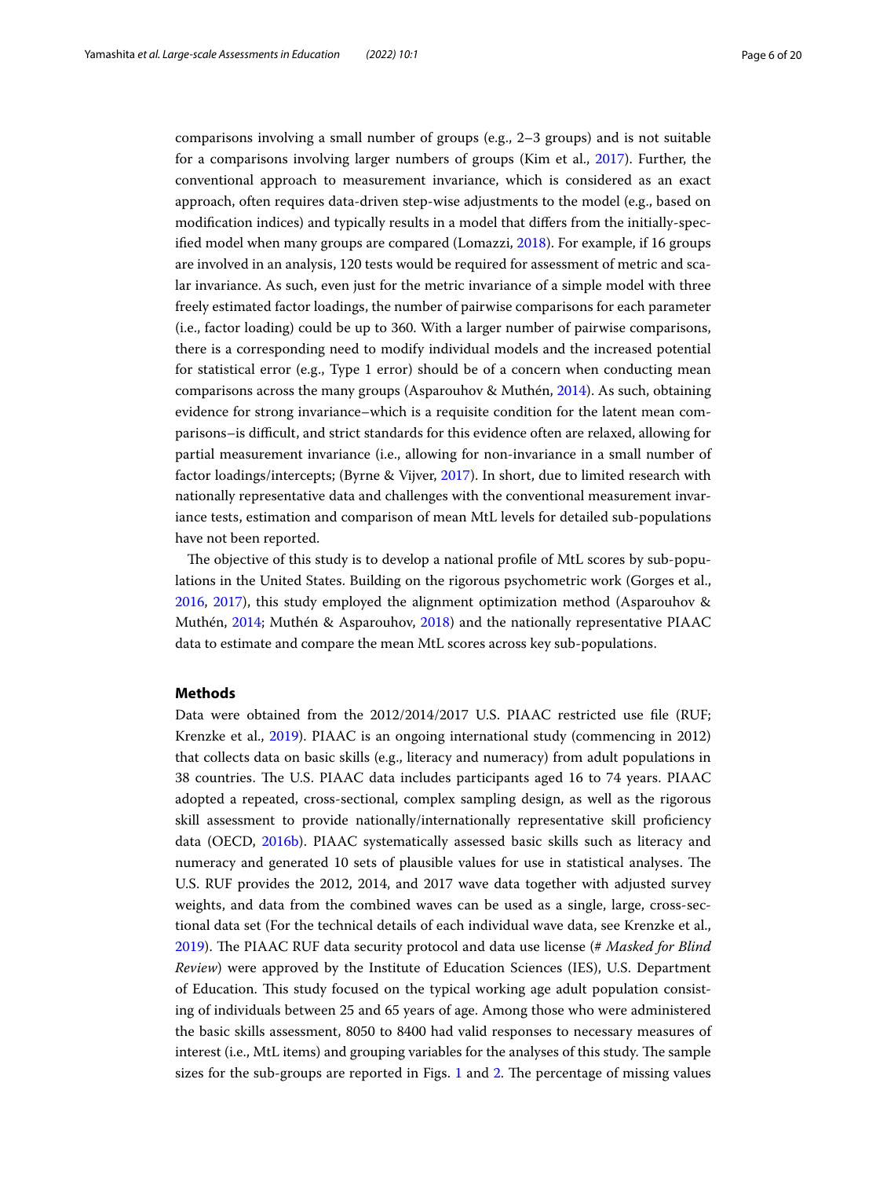comparisons involving a small number of groups (e.g., 2–3 groups) and is not suitable for a comparisons involving larger numbers of groups (Kim et al., 2017). Further, the conventional approach to measurement invariance, which is considered as an exact approach, often requires data-driven step-wise adjustments to the model (e.g., based on modification indices) and typically results in a model that differs from the initially-specified model when many groups are compared (Lomazzi, 2018). For example, if 16 groups are involved in an analysis, 120 tests would be required for assessment of metric and scalar invariance. As such, even just for the metric invariance of a simple model with three freely estimated factor loadings, the number of pairwise comparisons for each parameter (i.e., factor loading) could be up to 360. With a larger number of pairwise comparisons, there is a corresponding need to modify individual models and the increased potential for statistical error (e.g., Type 1 error) should be of a concern when conducting mean comparisons across the many groups (Asparouhov & Muthén, 2014). As such, obtaining evidence for strong invariance–which is a requisite condition for the latent mean comparisons–is difficult, and strict standards for this evidence often are relaxed, allowing for partial measurement invariance (i.e., allowing for non-invariance in a small number of factor loadings/intercepts; (Byrne & Vijver, 2017). In short, due to limited research with nationally representative data and challenges with the conventional measurement invariance tests, estimation and comparison of mean MtL levels for detailed sub-populations have not been reported.

The objective of this study is to develop a national profile of MtL scores by sub-populations in the United States. Building on the rigorous psychometric work (Gorges et al., 2016, 2017), this study employed the alignment optimization method (Asparouhov & Muthén, 2014; Muthén & Asparouhov, 2018) and the nationally representative PIAAC data to estimate and compare the mean MtL scores across key sub-populations.

## Methods

Data were obtained from the 2012/2014/2017 U.S. PIAAC restricted use file (RUF; Krenzke et al., 2019). PIAAC is an ongoing international study (commencing in 2012) that collects data on basic skills (e.g., literacy and numeracy) from adult populations in 38 countries. The U.S. PIAAC data includes participants aged 16 to 74 years. PIAAC adopted a repeated, cross-sectional, complex sampling design, as well as the rigorous skill assessment to provide nationally/internationally representative skill proficiency data (OECD, 2016b). PIAAC systematically assessed basic skills such as literacy and numeracy and generated 10 sets of plausible values for use in statistical analyses. The U.S. RUF provides the 2012, 2014, and 2017 wave data together with adjusted survey weights, and data from the combined waves can be used as a single, large, cross-sectional data set (For the technical details of each individual wave data, see Krenzke et al., 2019). The PIAAC RUF data security protocol and data use license (*# Masked for Blind Review*) were approved by the Institute of Education Sciences (IES), U.S. Department of Education. This study focused on the typical working age adult population consisting of individuals between 25 and 65 years of age. Among those who were administered the basic skills assessment, 8050 to 8400 had valid responses to necessary measures of interest (i.e., MtL items) and grouping variables for the analyses of this study. The sample sizes for the sub-groups are reported in Figs. 1 and 2. The percentage of missing values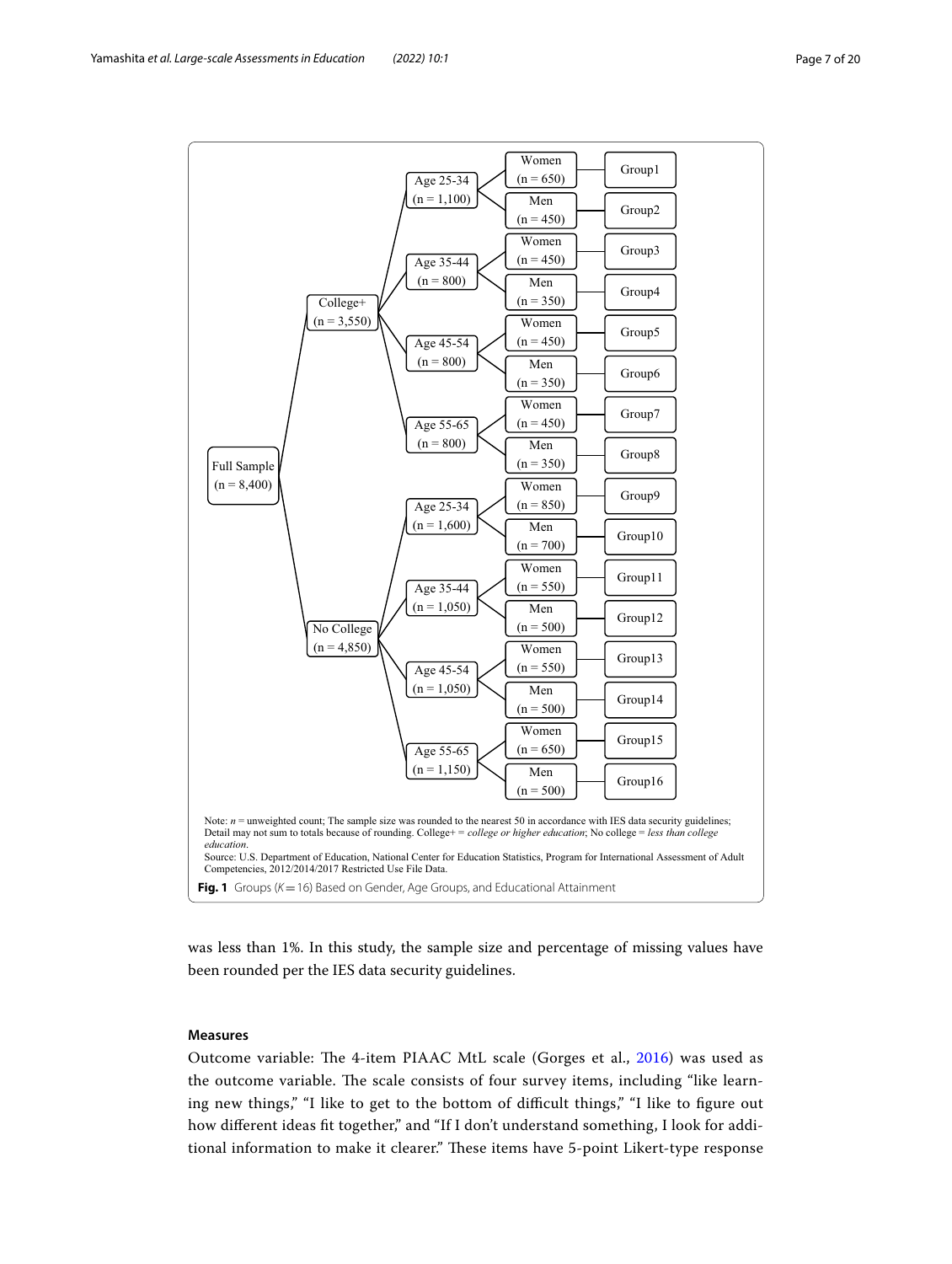Full Sample
(n = 8,400)

College+
(n = 3,550)

Age 25-34
(n = 1,100)

Women
(n = 650)

Group1

Men
(n = 450)

Group2

Age 35-44
(n = 800)

Women
(n = 450)

Group3

Men
(n = 350)

Group4

Age 45-54
(n = 800)

Women
(n = 450)

Group5

Men
(n = 350)

Group6

Age 55-65
(n = 800)

Women
(n = 450)

Group7

Men
(n = 350)

Group8

No College
(n = 4,850)

Age 25-34
(n = 1,600)

Women
(n = 850)

Group9

Men
(n = 700)

Group10

Age 35-44
(n = 1,050)

Women
(n = 550)

Group11

Men
(n = 500)

Group12

Age 45-54
(n = 1,050)

Women
(n = 550)

Group13

Men
(n = 500)

Group14

Age 55-65
(n = 1,150)

Women
(n = 650)

Group15

Men
(n = 500)

Group16

Note: *n* = unweighted count; The sample size was rounded to the nearest 50 in accordance with IES data security guidelines; Detail may not sum to totals because of rounding. College+ = *college or higher education*; No college = *less than college education*.
Source: U.S. Department of Education, National Center for Education Statistics, Program for International Assessment of Adult Competencies, 2012/2014/2017 Restricted Use File Data.

**Fig. 1** Groups ($K = 16$) Based on Gender, Age Groups, and Educational Attainment

was less than 1%. In this study, the sample size and percentage of missing values have been rounded per the IES data security guidelines.

### Measures

Outcome variable: The 4-item PIAAC MtL scale (Gorges et al., 2016) was used as the outcome variable. The scale consists of four survey items, including "like learning new things," "I like to get to the bottom of difficult things," "I like to figure out how different ideas fit together," and "If I don't understand something, I look for additional information to make it clearer." These items have 5-point Likert-type response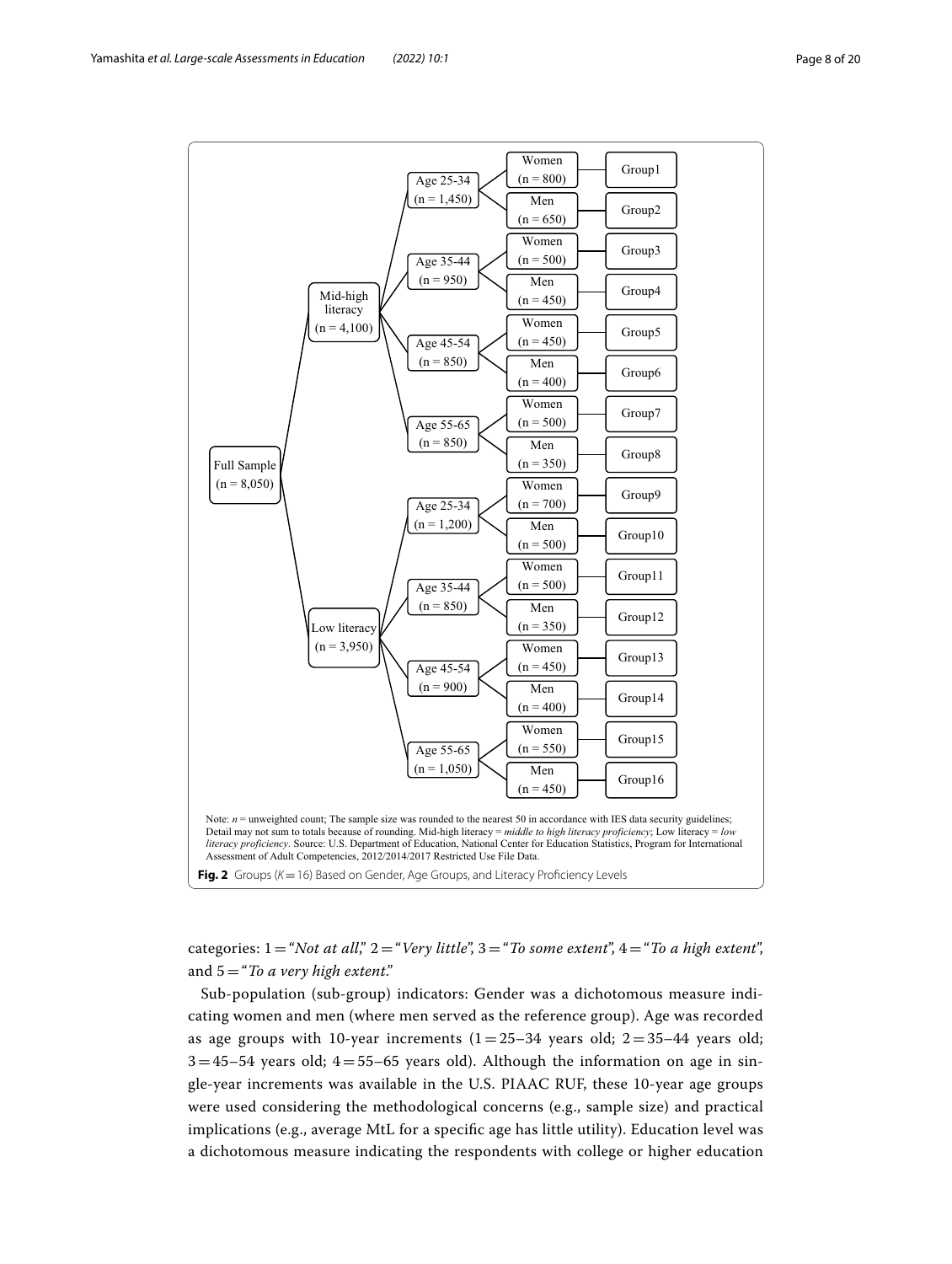Full Sample
(n = 8,050)

Mid-high literacy
(n = 4,100)

Age 25-34
(n = 1,450)

Women
(n = 800)
Group1

Men
(n = 650)
Group2

Age 35-44
(n = 950)

Women
(n = 500)
Group3

Men
(n = 450)
Group4

Age 45-54
(n = 850)

Women
(n = 450)
Group5

Men
(n = 400)
Group6

Age 55-65
(n = 850)

Women
(n = 500)
Group7

Men
(n = 350)
Group8

Low literacy
(n = 3,950)

Age 25-34
(n = 1,200)

Women
(n = 700)
Group9

Men
(n = 500)
Group10

Age 35-44
(n = 850)

Women
(n = 500)
Group11

Men
(n = 350)
Group12

Age 45-54
(n = 900)

Women
(n = 450)
Group13

Men
(n = 400)
Group14

Age 55-65
(n = 1,050)

Women
(n = 550)
Group15

Men
(n = 450)
Group16

Note: *n* = unweighted count; The sample size was rounded to the nearest 50 in accordance with IES data security guidelines; Detail may not sum to totals because of rounding. Mid-high literacy = *middle to high literacy proficiency*; Low literacy = *low literacy proficiency*. Source: U.S. Department of Education, National Center for Education Statistics, Program for International Assessment of Adult Competencies, 2012/2014/2017 Restricted Use File Data.

**Fig. 2** Groups ($K = 16$) Based on Gender, Age Groups, and Literacy Proficiency Levels

categories: 1 = "*Not at all*," 2 = "*Very little*", 3 = "*To some extent*", 4 = "*To a high extent*", and 5 = "*To a very high extent*."

Sub-population (sub-group) indicators: Gender was a dichotomous measure indicating women and men (where men served as the reference group). Age was recorded as age groups with 10-year increments (1 = 25–34 years old; 2 = 35–44 years old; 3 = 45–54 years old; 4 = 55–65 years old). Although the information on age in single-year increments was available in the U.S. PIAAC RUF, these 10-year age groups were used considering the methodological concerns (e.g., sample size) and practical implications (e.g., average MtL for a specific age has little utility). Education level was a dichotomous measure indicating the respondents with college or higher education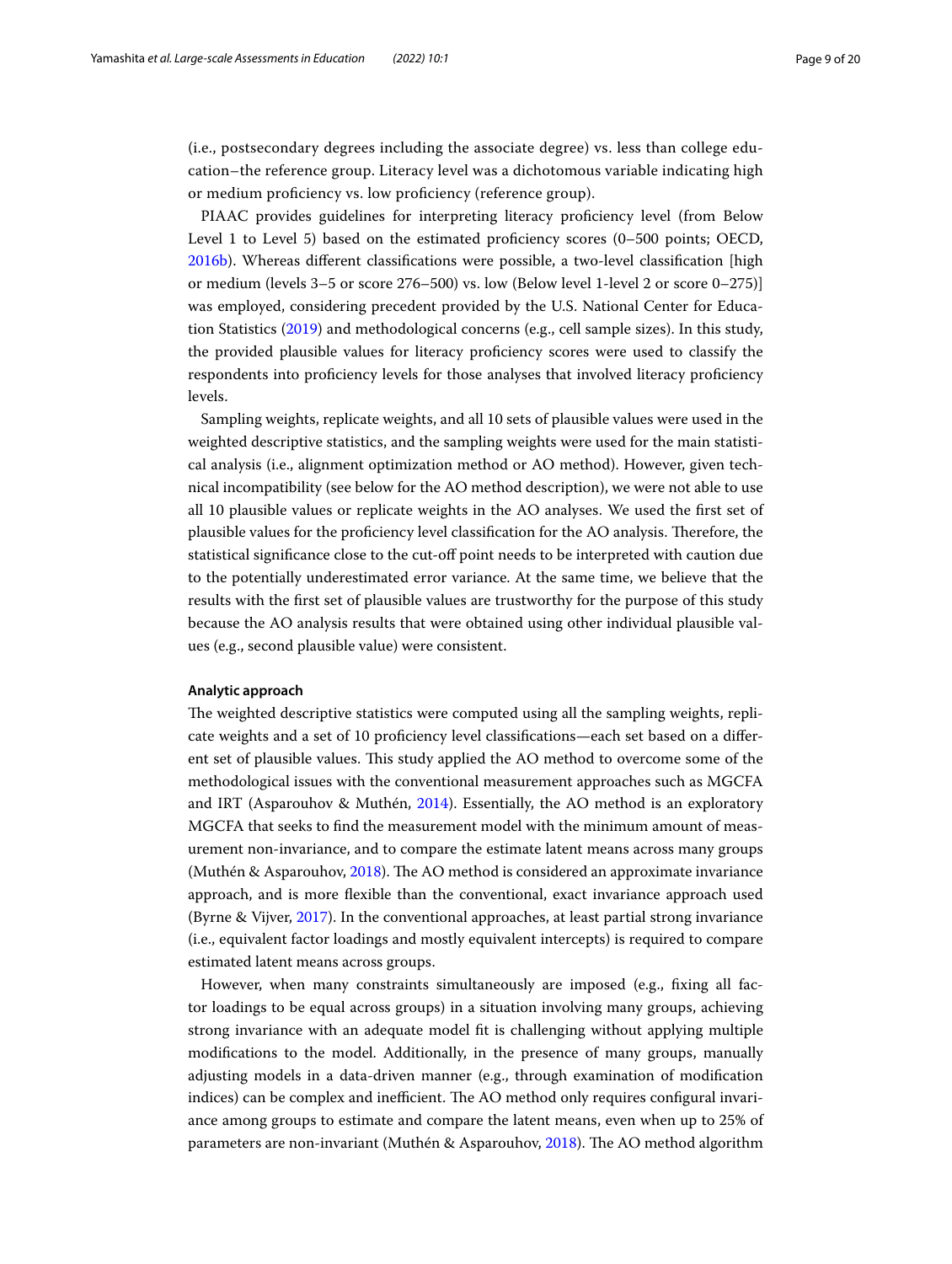(i.e., postsecondary degrees including the associate degree) vs. less than college education–the reference group. Literacy level was a dichotomous variable indicating high or medium proficiency vs. low proficiency (reference group).

PIAAC provides guidelines for interpreting literacy proficiency level (from Below Level 1 to Level 5) based on the estimated proficiency scores (0–500 points; OECD, 2016b). Whereas different classifications were possible, a two-level classification [high or medium (levels 3–5 or score 276–500) vs. low (Below level 1-level 2 or score 0–275)] was employed, considering precedent provided by the U.S. National Center for Education Statistics (2019) and methodological concerns (e.g., cell sample sizes). In this study, the provided plausible values for literacy proficiency scores were used to classify the respondents into proficiency levels for those analyses that involved literacy proficiency levels.

Sampling weights, replicate weights, and all 10 sets of plausible values were used in the weighted descriptive statistics, and the sampling weights were used for the main statistical analysis (i.e., alignment optimization method or AO method). However, given technical incompatibility (see below for the AO method description), we were not able to use all 10 plausible values or replicate weights in the AO analyses. We used the first set of plausible values for the proficiency level classification for the AO analysis. Therefore, the statistical significance close to the cut-off point needs to be interpreted with caution due to the potentially underestimated error variance. At the same time, we believe that the results with the first set of plausible values are trustworthy for the purpose of this study because the AO analysis results that were obtained using other individual plausible values (e.g., second plausible value) were consistent.

#### Analytic approach

The weighted descriptive statistics were computed using all the sampling weights, replicate weights and a set of 10 proficiency level classifications—each set based on a different set of plausible values. This study applied the AO method to overcome some of the methodological issues with the conventional measurement approaches such as MGCFA and IRT (Asparouhov & Muthén, 2014). Essentially, the AO method is an exploratory MGCFA that seeks to find the measurement model with the minimum amount of measurement non-invariance, and to compare the estimate latent means across many groups (Muthén & Asparouhov, 2018). The AO method is considered an approximate invariance approach, and is more flexible than the conventional, exact invariance approach used (Byrne & Vijver, 2017). In the conventional approaches, at least partial strong invariance (i.e., equivalent factor loadings and mostly equivalent intercepts) is required to compare estimated latent means across groups.

However, when many constraints simultaneously are imposed (e.g., fixing all factor loadings to be equal across groups) in a situation involving many groups, achieving strong invariance with an adequate model fit is challenging without applying multiple modifications to the model. Additionally, in the presence of many groups, manually adjusting models in a data-driven manner (e.g., through examination of modification indices) can be complex and inefficient. The AO method only requires configural invariance among groups to estimate and compare the latent means, even when up to 25% of parameters are non-invariant (Muthén & Asparouhov, 2018). The AO method algorithm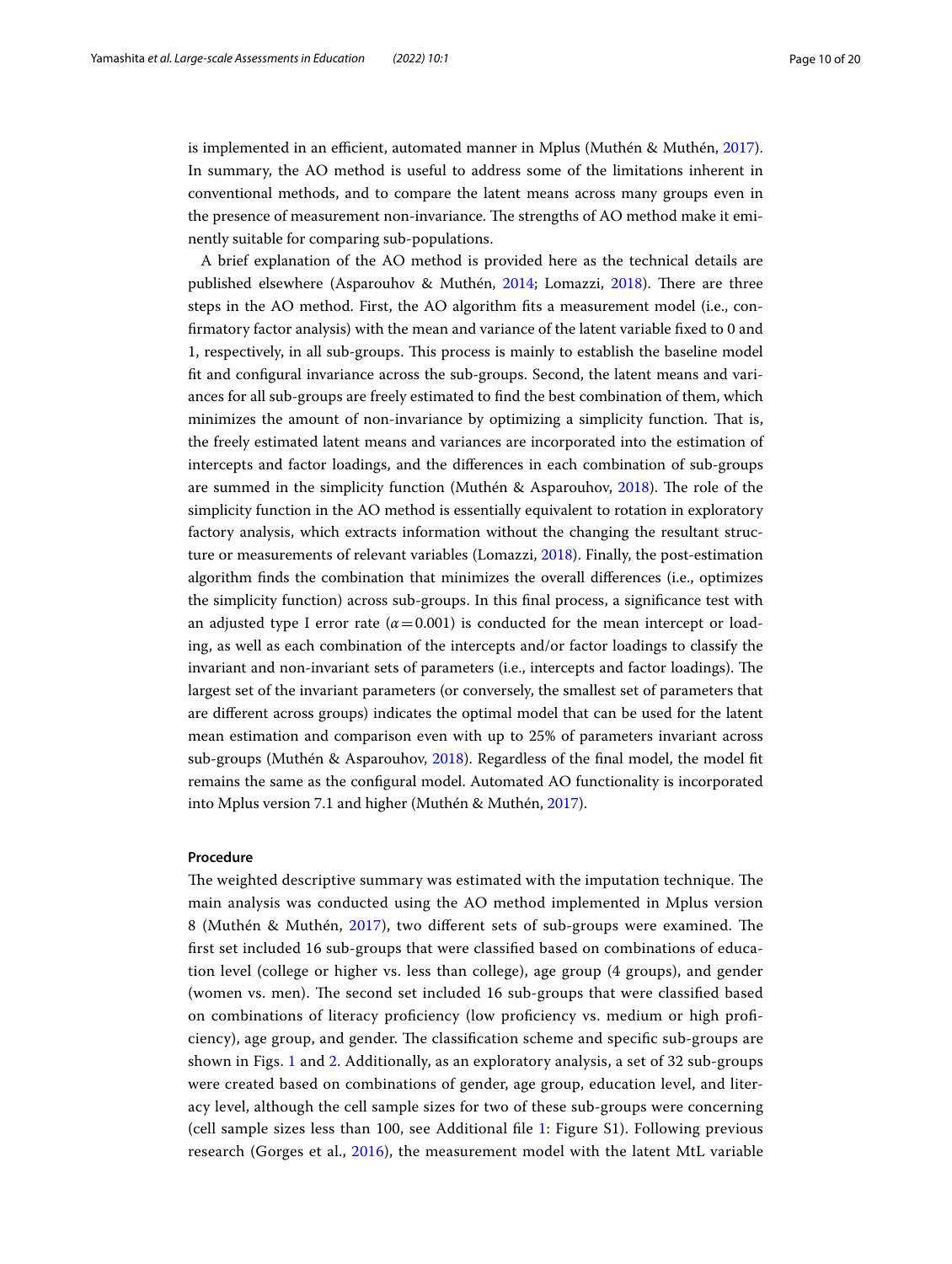is implemented in an efficient, automated manner in Mplus (Muthén & Muthén, 2017). In summary, the AO method is useful to address some of the limitations inherent in conventional methods, and to compare the latent means across many groups even in the presence of measurement non-invariance. The strengths of AO method make it eminently suitable for comparing sub-populations.

A brief explanation of the AO method is provided here as the technical details are published elsewhere (Asparouhov & Muthén, 2014; Lomazzi, 2018). There are three steps in the AO method. First, the AO algorithm fits a measurement model (i.e., confirmatory factor analysis) with the mean and variance of the latent variable fixed to 0 and 1, respectively, in all sub-groups. This process is mainly to establish the baseline model fit and configural invariance across the sub-groups. Second, the latent means and variances for all sub-groups are freely estimated to find the best combination of them, which minimizes the amount of non-invariance by optimizing a simplicity function. That is, the freely estimated latent means and variances are incorporated into the estimation of intercepts and factor loadings, and the differences in each combination of sub-groups are summed in the simplicity function (Muthén & Asparouhov, 2018). The role of the simplicity function in the AO method is essentially equivalent to rotation in exploratory factory analysis, which extracts information without the changing the resultant structure or measurements of relevant variables (Lomazzi, 2018). Finally, the post-estimation algorithm finds the combination that minimizes the overall differences (i.e., optimizes the simplicity function) across sub-groups. In this final process, a significance test with an adjusted type I error rate ($\alpha = 0.001$) is conducted for the mean intercept or loading, as well as each combination of the intercepts and/or factor loadings to classify the invariant and non-invariant sets of parameters (i.e., intercepts and factor loadings). The largest set of the invariant parameters (or conversely, the smallest set of parameters that are different across groups) indicates the optimal model that can be used for the latent mean estimation and comparison even with up to 25% of parameters invariant across sub-groups (Muthén & Asparouhov, 2018). Regardless of the final model, the model fit remains the same as the configural model. Automated AO functionality is incorporated into Mplus version 7.1 and higher (Muthén & Muthén, 2017).

### Procedure

The weighted descriptive summary was estimated with the imputation technique. The main analysis was conducted using the AO method implemented in Mplus version 8 (Muthén & Muthén, 2017), two different sets of sub-groups were examined. The first set included 16 sub-groups that were classified based on combinations of education level (college or higher vs. less than college), age group (4 groups), and gender (women vs. men). The second set included 16 sub-groups that were classified based on combinations of literacy proficiency (low proficiency vs. medium or high proficiency), age group, and gender. The classification scheme and specific sub-groups are shown in Figs. 1 and 2. Additionally, as an exploratory analysis, a set of 32 sub-groups were created based on combinations of gender, age group, education level, and literacy level, although the cell sample sizes for two of these sub-groups were concerning (cell sample sizes less than 100, see Additional file 1: Figure S1). Following previous research (Gorges et al., 2016), the measurement model with the latent MtL variable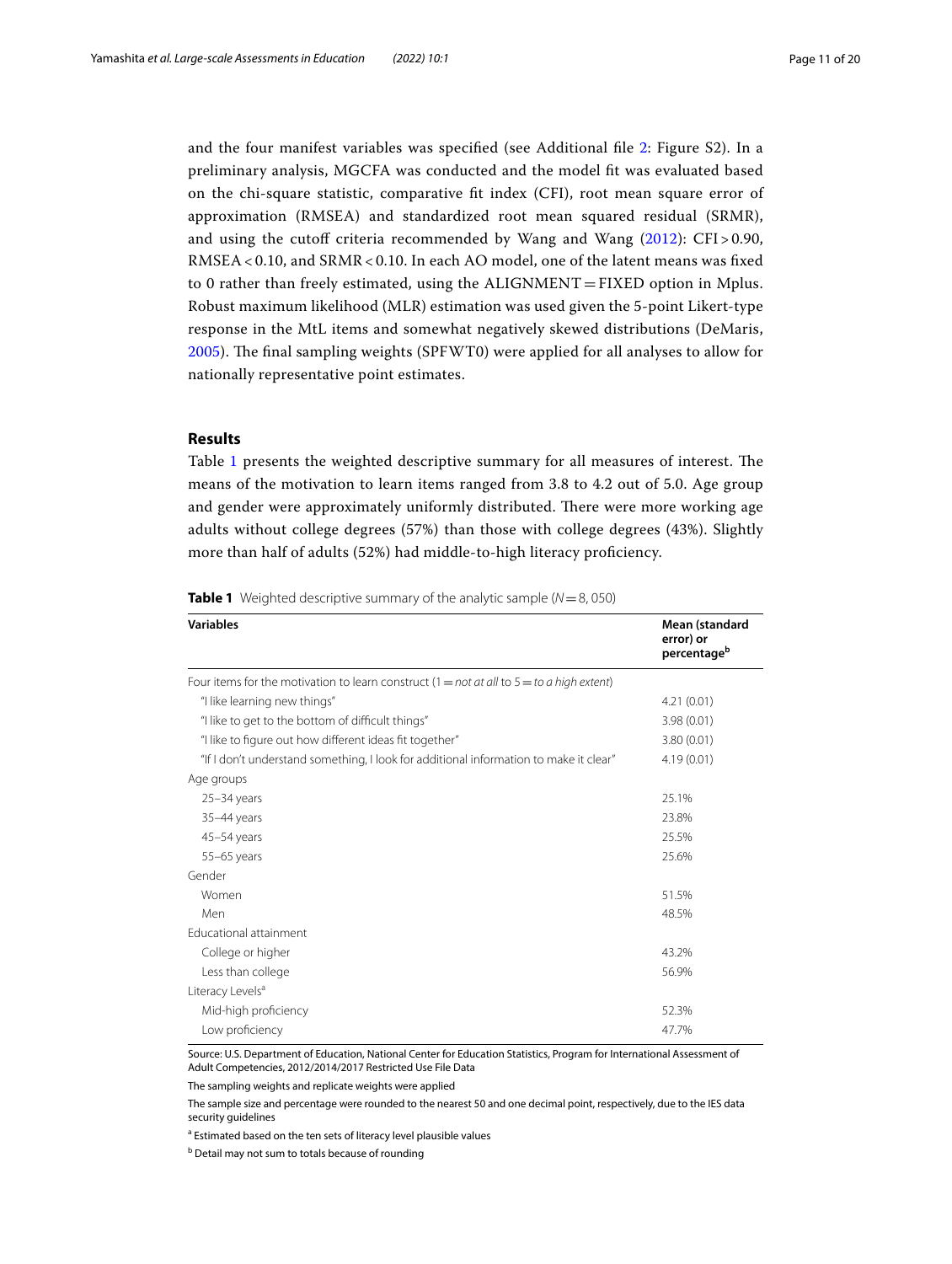and the four manifest variables was specified (see Additional file 2: Figure S2). In a preliminary analysis, MGCFA was conducted and the model fit was evaluated based on the chi-square statistic, comparative fit index (CFI), root mean square error of approximation (RMSEA) and standardized root mean squared residual (SRMR), and using the cutoff criteria recommended by Wang and Wang (2012): CFI > 0.90, RMSEA < 0.10, and SRMR < 0.10. In each AO model, one of the latent means was fixed to 0 rather than freely estimated, using the ALIGNMENT = FIXED option in Mplus. Robust maximum likelihood (MLR) estimation was used given the 5-point Likert-type response in the MtL items and somewhat negatively skewed distributions (DeMaris, 2005). The final sampling weights (SPFWT0) were applied for all analyses to allow for nationally representative point estimates.

## Results

Table 1 presents the weighted descriptive summary for all measures of interest. The means of the motivation to learn items ranged from 3.8 to 4.2 out of 5.0. Age group and gender were approximately uniformly distributed. There were more working age adults without college degrees (57%) than those with college degrees (43%). Slightly more than half of adults (52%) had middle-to-high literacy proficiency.

**Table 1** Weighted descriptive summary of the analytic sample ($N = 8,050$)

| Variables | Mean (standard error) or percentage[b] |
|---|---|
| Four items for the motivation to learn construct (1 = *not at all* to 5 = *to a high extent*) | |
| "I like learning new things" | 4.21 (0.01) |
| "I like to get to the bottom of difficult things" | 3.98 (0.01) |
| "I like to figure out how different ideas fit together" | 3.80 (0.01) |
| "If I don't understand something, I look for additional information to make it clear" | 4.19 (0.01) |
| Age groups | |
| 25–34 years | 25.1% |
| 35–44 years | 23.8% |
| 45–54 years | 25.5% |
| 55–65 years | 25.6% |
| Gender | |
| Women | 51.5% |
| Men | 48.5% |
| Educational attainment | |
| College or higher | 43.2% |
| Less than college | 56.9% |
| Literacy Levels[a] | |
| Mid-high proficiency | 52.3% |
| Low proficiency | 47.7% |

Source: U.S. Department of Education, National Center for Education Statistics, Program for International Assessment of Adult Competencies, 2012/2014/2017 Restricted Use File Data

The sampling weights and replicate weights were applied

The sample size and percentage were rounded to the nearest 50 and one decimal point, respectively, due to the IES data security guidelines

[a] Estimated based on the ten sets of literacy level plausible values

[b] Detail may not sum to totals because of rounding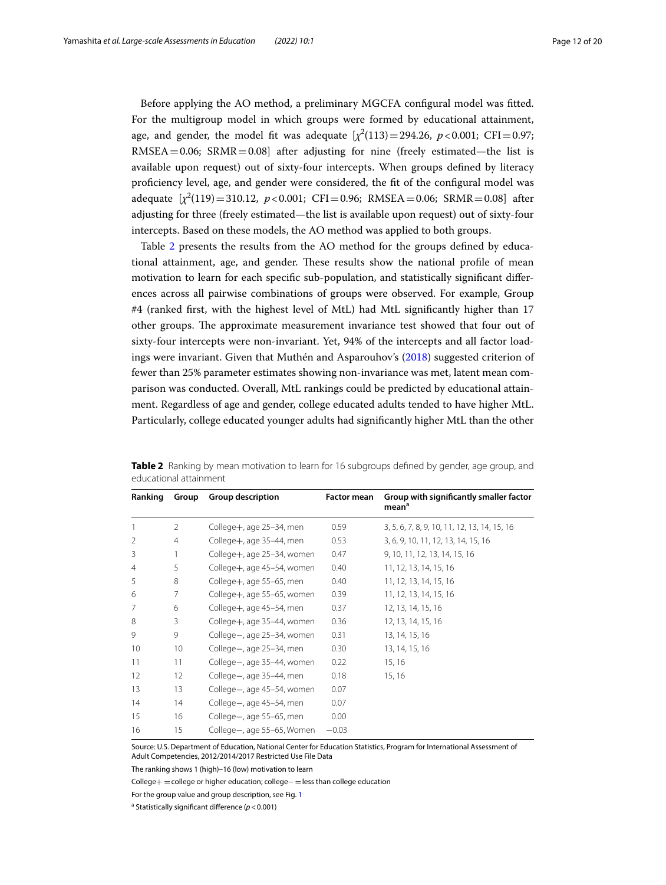Before applying the AO method, a preliminary MGCFA configural model was fitted. For the multigroup model in which groups were formed by educational attainment, age, and gender, the model fit was adequate [$\chi^2(113) = 294.26$, $p < 0.001$; CFI = 0.97; RMSEA = 0.06; SRMR = 0.08] after adjusting for nine (freely estimated—the list is available upon request) out of sixty-four intercepts. When groups defined by literacy proficiency level, age, and gender were considered, the fit of the configural model was adequate [$\chi^2(119) = 310.12$, $p < 0.001$; CFI = 0.96; RMSEA = 0.06; SRMR = 0.08] after adjusting for three (freely estimated—the list is available upon request) out of sixty-four intercepts. Based on these models, the AO method was applied to both groups.

Table 2 presents the results from the AO method for the groups defined by educational attainment, age, and gender. These results show the national profile of mean motivation to learn for each specific sub-population, and statistically significant differences across all pairwise combinations of groups were observed. For example, Group #4 (ranked first, with the highest level of MtL) had MtL significantly higher than 17 other groups. The approximate measurement invariance test showed that four out of sixty-four intercepts were non-invariant. Yet, 94% of the intercepts and all factor loadings were invariant. Given that Muthén and Asparouhov's (2018) suggested criterion of fewer than 25% parameter estimates showing non-invariance was met, latent mean comparison was conducted. Overall, MtL rankings could be predicted by educational attainment. Regardless of age and gender, college educated adults tended to have higher MtL. Particularly, college educated younger adults had significantly higher MtL than the other

**Table 2** Ranking by mean motivation to learn for 16 subgroups defined by gender, age group, and educational attainment

| Ranking | Group | Group description | Factor mean | Group with significantly smaller factor mean[a] |
|---|---|---|---|---|
| 1 | 2 | College+, age 25–34, men | 0.59 | 3, 5, 6, 7, 8, 9, 10, 11, 12, 13, 14, 15, 16 |
| 2 | 4 | College+, age 35–44, men | 0.53 | 3, 6, 9, 10, 11, 12, 13, 14, 15, 16 |
| 3 | 1 | College+, age 25–34, women | 0.47 | 9, 10, 11, 12, 13, 14, 15, 16 |
| 4 | 5 | College+, age 45–54, women | 0.40 | 11, 12, 13, 14, 15, 16 |
| 5 | 8 | College+, age 55–65, men | 0.40 | 11, 12, 13, 14, 15, 16 |
| 6 | 7 | College+, age 55–65, women | 0.39 | 11, 12, 13, 14, 15, 16 |
| 7 | 6 | College+, age 45–54, men | 0.37 | 12, 13, 14, 15, 16 |
| 8 | 3 | College+, age 35–44, women | 0.36 | 12, 13, 14, 15, 16 |
| 9 | 9 | College−, age 25–34, women | 0.31 | 13, 14, 15, 16 |
| 10 | 10 | College−, age 25–34, men | 0.30 | 13, 14, 15, 16 |
| 11 | 11 | College−, age 35–44, women | 0.22 | 15, 16 |
| 12 | 12 | College−, age 35–44, men | 0.18 | 15, 16 |
| 13 | 13 | College−, age 45–54, women | 0.07 | |
| 14 | 14 | College−, age 45–54, men | 0.07 | |
| 15 | 16 | College−, age 55–65, men | 0.00 | |
| 16 | 15 | College−, age 55–65, Women | −0.03 | |

Source: U.S. Department of Education, National Center for Education Statistics, Program for International Assessment of Adult Competencies, 2012/2014/2017 Restricted Use File Data

The ranking shows 1 (high)–16 (low) motivation to learn

College+ = college or higher education; college− = less than college education

For the group value and group description, see Fig. 1

[a] Statistically significant difference ($p < 0.001$)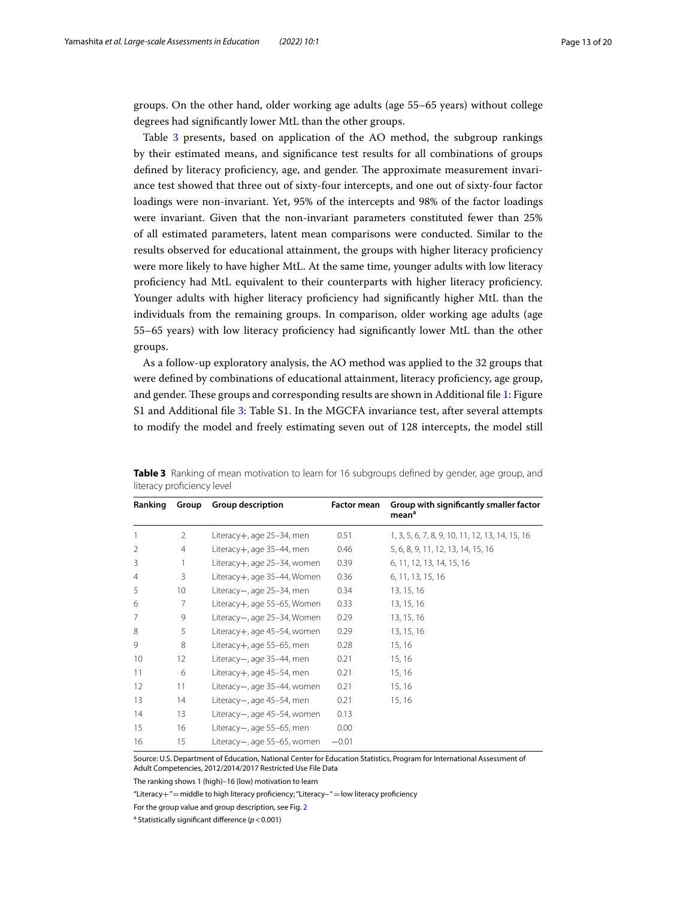groups. On the other hand, older working age adults (age 55–65 years) without college degrees had significantly lower MtL than the other groups.

Table 3 presents, based on application of the AO method, the subgroup rankings by their estimated means, and significance test results for all combinations of groups defined by literacy proficiency, age, and gender. The approximate measurement invariance test showed that three out of sixty-four intercepts, and one out of sixty-four factor loadings were non-invariant. Yet, 95% of the intercepts and 98% of the factor loadings were invariant. Given that the non-invariant parameters constituted fewer than 25% of all estimated parameters, latent mean comparisons were conducted. Similar to the results observed for educational attainment, the groups with higher literacy proficiency were more likely to have higher MtL. At the same time, younger adults with low literacy proficiency had MtL equivalent to their counterparts with higher literacy proficiency. Younger adults with higher literacy proficiency had significantly higher MtL than the individuals from the remaining groups. In comparison, older working age adults (age 55–65 years) with low literacy proficiency had significantly lower MtL than the other groups.

As a follow-up exploratory analysis, the AO method was applied to the 32 groups that were defined by combinations of educational attainment, literacy proficiency, age group, and gender. These groups and corresponding results are shown in Additional file 1: Figure S1 and Additional file 3: Table S1. In the MGCFA invariance test, after several attempts to modify the model and freely estimating seven out of 128 intercepts, the model still

**Table 3** Ranking of mean motivation to learn for 16 subgroups defined by gender, age group, and literacy proficiency level

| Ranking | Group | Group description | Factor mean | Group with significantly smaller factor mean[a] |
|---|---|---|---|---|
| 1 | 2 | Literacy+, age 25–34, men | 0.51 | 1, 3, 5, 6, 7, 8, 9, 10, 11, 12, 13, 14, 15, 16 |
| 2 | 4 | Literacy+, age 35–44, men | 0.46 | 5, 6, 8, 9, 11, 12, 13, 14, 15, 16 |
| 3 | 1 | Literacy+, age 25–34, women | 0.39 | 6, 11, 12, 13, 14, 15, 16 |
| 4 | 3 | Literacy+, age 35–44, Women | 0.36 | 6, 11, 13, 15, 16 |
| 5 | 10 | Literacy−, age 25–34, men | 0.34 | 13, 15, 16 |
| 6 | 7 | Literacy+, age 55–65, Women | 0.33 | 13, 15, 16 |
| 7 | 9 | Literacy−, age 25–34, Women | 0.29 | 13, 15, 16 |
| 8 | 5 | Literacy+, age 45–54, women | 0.29 | 13, 15, 16 |
| 9 | 8 | Literacy+, age 55–65, men | 0.28 | 15, 16 |
| 10 | 12 | Literacy−, age 35–44, men | 0.21 | 15, 16 |
| 11 | 6 | Literacy+, age 45–54, men | 0.21 | 15, 16 |
| 12 | 11 | Literacy−, age 35–44, women | 0.21 | 15, 16 |
| 13 | 14 | Literacy−, age 45–54, men | 0.21 | 15, 16 |
| 14 | 13 | Literacy−, age 45–54, women | 0.13 | |
| 15 | 16 | Literacy−, age 55–65, men | 0.00 | |
| 16 | 15 | Literacy−, age 55–65, women | −0.01 | |

Source: U.S. Department of Education, National Center for Education Statistics, Program for International Assessment of Adult Competencies, 2012/2014/2017 Restricted Use File Data

The ranking shows 1 (high)–16 (low) motivation to learn

"Literacy+" = middle to high literacy proficiency; "Literacy−" = low literacy proficiency

For the group value and group description, see Fig. 2

[a] Statistically significant difference ($p < 0.001$)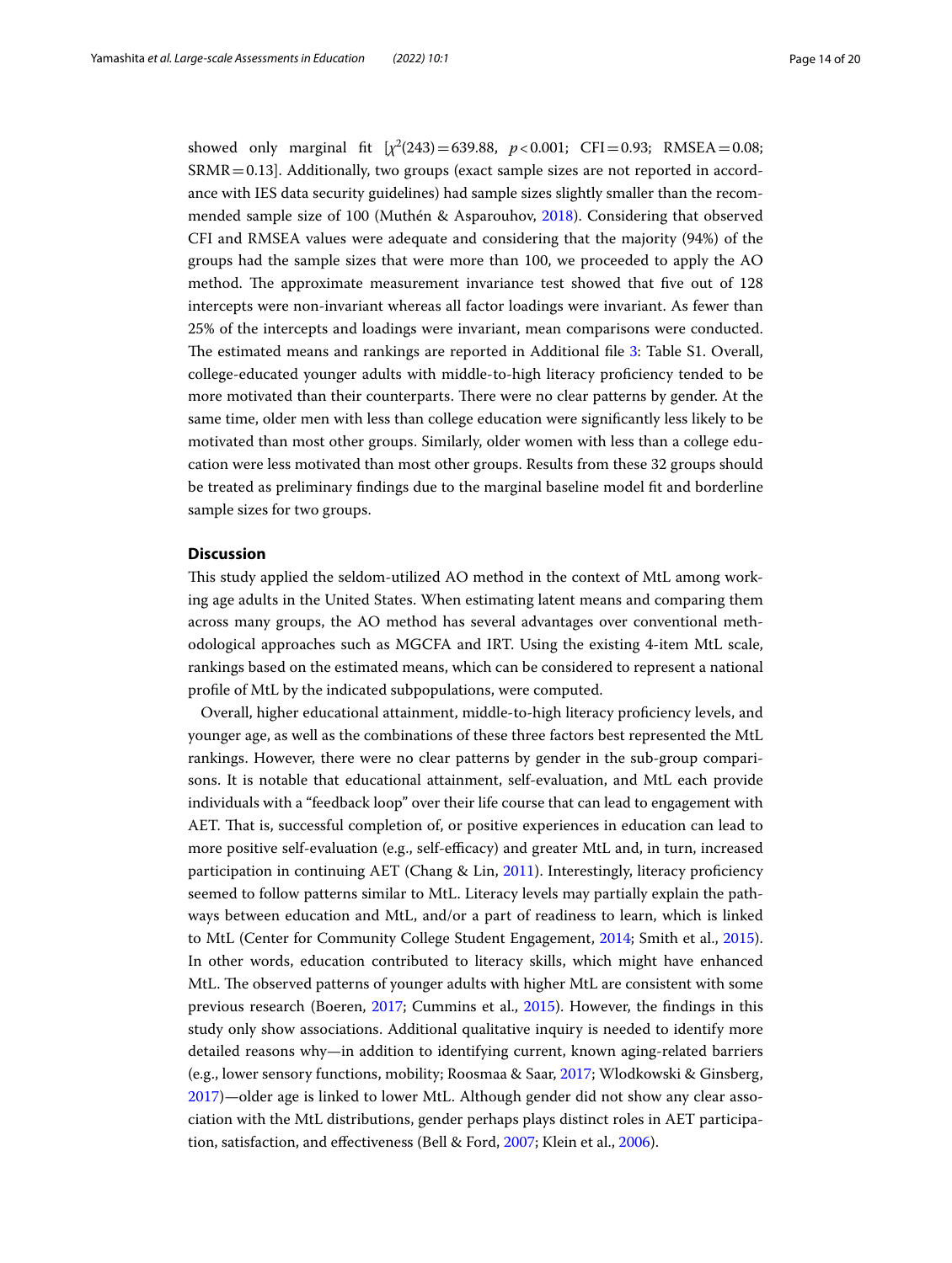showed only marginal fit [$\chi^2(243) = 639.88$, $p < 0.001$; CFI = 0.93; RMSEA = 0.08; SRMR = 0.13]. Additionally, two groups (exact sample sizes are not reported in accordance with IES data security guidelines) had sample sizes slightly smaller than the recommended sample size of 100 (Muthén & Asparouhov, 2018). Considering that observed CFI and RMSEA values were adequate and considering that the majority (94%) of the groups had the sample sizes that were more than 100, we proceeded to apply the AO method. The approximate measurement invariance test showed that five out of 128 intercepts were non-invariant whereas all factor loadings were invariant. As fewer than 25% of the intercepts and loadings were invariant, mean comparisons were conducted. The estimated means and rankings are reported in Additional file 3: Table S1. Overall, college-educated younger adults with middle-to-high literacy proficiency tended to be more motivated than their counterparts. There were no clear patterns by gender. At the same time, older men with less than college education were significantly less likely to be motivated than most other groups. Similarly, older women with less than a college education were less motivated than most other groups. Results from these 32 groups should be treated as preliminary findings due to the marginal baseline model fit and borderline sample sizes for two groups.

## Discussion

This study applied the seldom-utilized AO method in the context of MtL among working age adults in the United States. When estimating latent means and comparing them across many groups, the AO method has several advantages over conventional methodological approaches such as MGCFA and IRT. Using the existing 4-item MtL scale, rankings based on the estimated means, which can be considered to represent a national profile of MtL by the indicated subpopulations, were computed.

Overall, higher educational attainment, middle-to-high literacy proficiency levels, and younger age, as well as the combinations of these three factors best represented the MtL rankings. However, there were no clear patterns by gender in the sub-group comparisons. It is notable that educational attainment, self-evaluation, and MtL each provide individuals with a "feedback loop" over their life course that can lead to engagement with AET. That is, successful completion of, or positive experiences in education can lead to more positive self-evaluation (e.g., self-efficacy) and greater MtL and, in turn, increased participation in continuing AET (Chang & Lin, 2011). Interestingly, literacy proficiency seemed to follow patterns similar to MtL. Literacy levels may partially explain the pathways between education and MtL, and/or a part of readiness to learn, which is linked to MtL (Center for Community College Student Engagement, 2014; Smith et al., 2015). In other words, education contributed to literacy skills, which might have enhanced MtL. The observed patterns of younger adults with higher MtL are consistent with some previous research (Boeren, 2017; Cummins et al., 2015). However, the findings in this study only show associations. Additional qualitative inquiry is needed to identify more detailed reasons why—in addition to identifying current, known aging-related barriers (e.g., lower sensory functions, mobility; Roosmaa & Saar, 2017; Wlodkowski & Ginsberg, 2017)—older age is linked to lower MtL. Although gender did not show any clear association with the MtL distributions, gender perhaps plays distinct roles in AET participation, satisfaction, and effectiveness (Bell & Ford, 2007; Klein et al., 2006).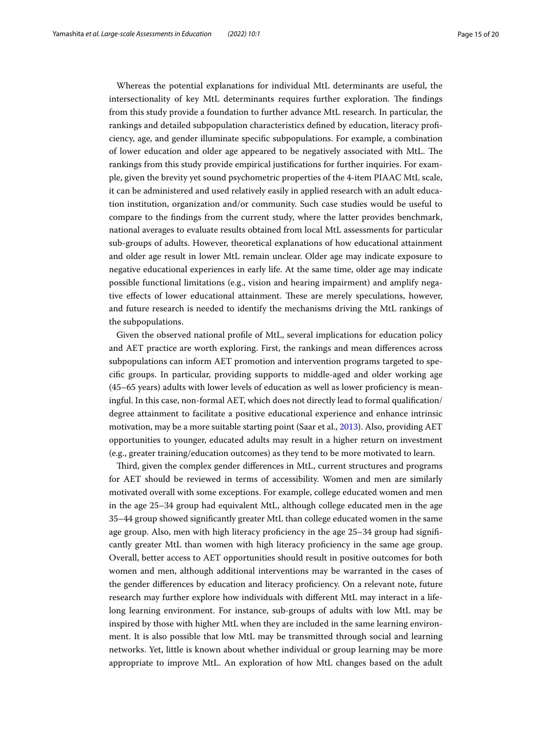Whereas the potential explanations for individual MtL determinants are useful, the intersectionality of key MtL determinants requires further exploration. The findings from this study provide a foundation to further advance MtL research. In particular, the rankings and detailed subpopulation characteristics defined by education, literacy proficiency, age, and gender illuminate specific subpopulations. For example, a combination of lower education and older age appeared to be negatively associated with MtL. The rankings from this study provide empirical justifications for further inquiries. For example, given the brevity yet sound psychometric properties of the 4-item PIAAC MtL scale, it can be administered and used relatively easily in applied research with an adult education institution, organization and/or community. Such case studies would be useful to compare to the findings from the current study, where the latter provides benchmark, national averages to evaluate results obtained from local MtL assessments for particular sub-groups of adults. However, theoretical explanations of how educational attainment and older age result in lower MtL remain unclear. Older age may indicate exposure to negative educational experiences in early life. At the same time, older age may indicate possible functional limitations (e.g., vision and hearing impairment) and amplify negative effects of lower educational attainment. These are merely speculations, however, and future research is needed to identify the mechanisms driving the MtL rankings of the subpopulations.

Given the observed national profile of MtL, several implications for education policy and AET practice are worth exploring. First, the rankings and mean differences across subpopulations can inform AET promotion and intervention programs targeted to specific groups. In particular, providing supports to middle-aged and older working age (45–65 years) adults with lower levels of education as well as lower proficiency is meaningful. In this case, non-formal AET, which does not directly lead to formal qualification/degree attainment to facilitate a positive educational experience and enhance intrinsic motivation, may be a more suitable starting point (Saar et al., 2013). Also, providing AET opportunities to younger, educated adults may result in a higher return on investment (e.g., greater training/education outcomes) as they tend to be more motivated to learn.

Third, given the complex gender differences in MtL, current structures and programs for AET should be reviewed in terms of accessibility. Women and men are similarly motivated overall with some exceptions. For example, college educated women and men in the age 25–34 group had equivalent MtL, although college educated men in the age 35–44 group showed significantly greater MtL than college educated women in the same age group. Also, men with high literacy proficiency in the age 25–34 group had significantly greater MtL than women with high literacy proficiency in the same age group. Overall, better access to AET opportunities should result in positive outcomes for both women and men, although additional interventions may be warranted in the cases of the gender differences by education and literacy proficiency. On a relevant note, future research may further explore how individuals with different MtL may interact in a lifelong learning environment. For instance, sub-groups of adults with low MtL may be inspired by those with higher MtL when they are included in the same learning environment. It is also possible that low MtL may be transmitted through social and learning networks. Yet, little is known about whether individual or group learning may be more appropriate to improve MtL. An exploration of how MtL changes based on the adult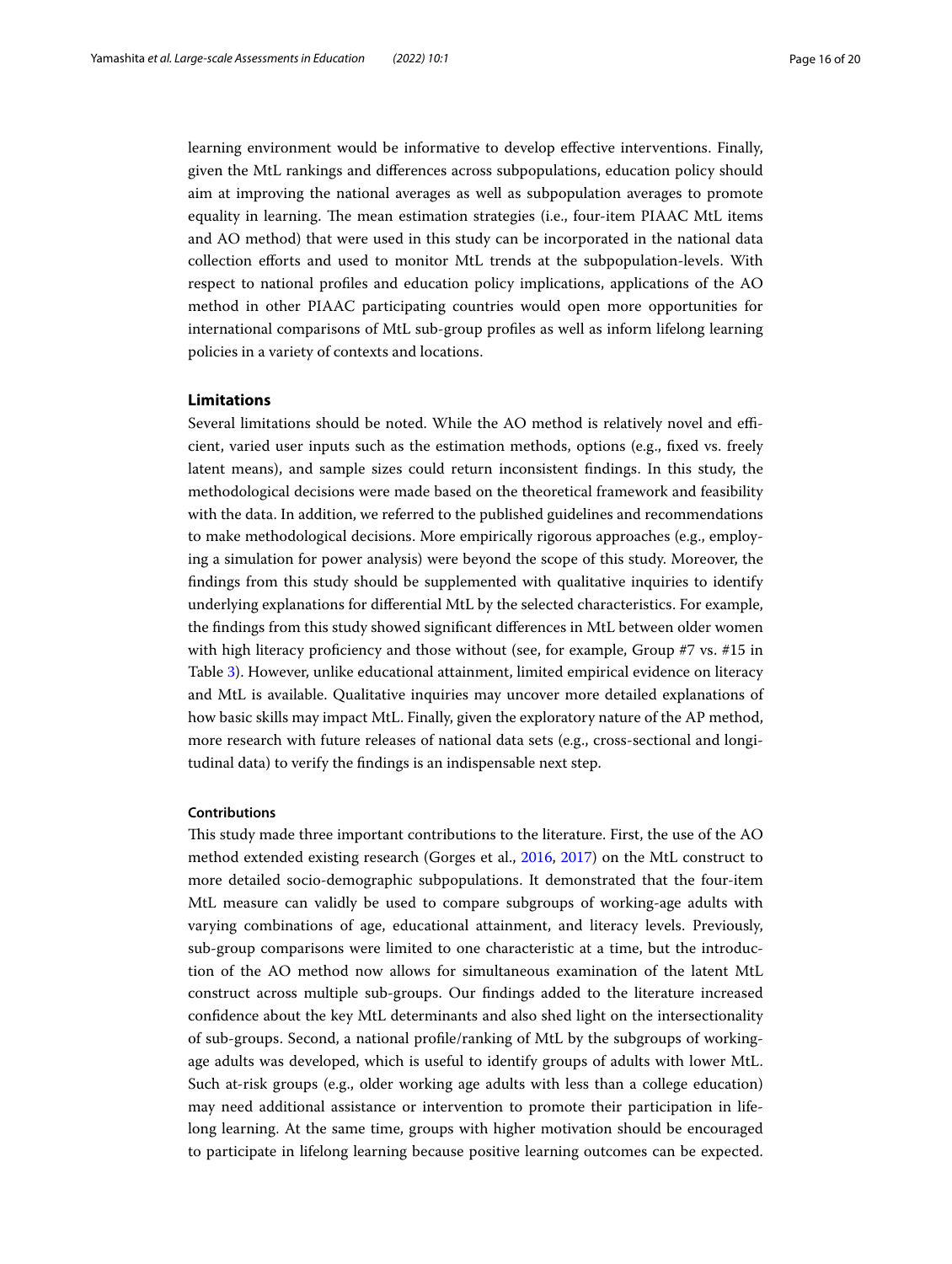learning environment would be informative to develop effective interventions. Finally, given the MtL rankings and differences across subpopulations, education policy should aim at improving the national averages as well as subpopulation averages to promote equality in learning. The mean estimation strategies (i.e., four-item PIAAC MtL items and AO method) that were used in this study can be incorporated in the national data collection efforts and used to monitor MtL trends at the subpopulation-levels. With respect to national profiles and education policy implications, applications of the AO method in other PIAAC participating countries would open more opportunities for international comparisons of MtL sub-group profiles as well as inform lifelong learning policies in a variety of contexts and locations.

## Limitations

Several limitations should be noted. While the AO method is relatively novel and efficient, varied user inputs such as the estimation methods, options (e.g., fixed vs. freely latent means), and sample sizes could return inconsistent findings. In this study, the methodological decisions were made based on the theoretical framework and feasibility with the data. In addition, we referred to the published guidelines and recommendations to make methodological decisions. More empirically rigorous approaches (e.g., employing a simulation for power analysis) were beyond the scope of this study. Moreover, the findings from this study should be supplemented with qualitative inquiries to identify underlying explanations for differential MtL by the selected characteristics. For example, the findings from this study showed significant differences in MtL between older women with high literacy proficiency and those without (see, for example, Group #7 vs. #15 in Table 3). However, unlike educational attainment, limited empirical evidence on literacy and MtL is available. Qualitative inquiries may uncover more detailed explanations of how basic skills may impact MtL. Finally, given the exploratory nature of the AP method, more research with future releases of national data sets (e.g., cross-sectional and longitudinal data) to verify the findings is an indispensable next step.

### Contributions

This study made three important contributions to the literature. First, the use of the AO method extended existing research (Gorges et al., 2016, 2017) on the MtL construct to more detailed socio-demographic subpopulations. It demonstrated that the four-item MtL measure can validly be used to compare subgroups of working-age adults with varying combinations of age, educational attainment, and literacy levels. Previously, sub-group comparisons were limited to one characteristic at a time, but the introduction of the AO method now allows for simultaneous examination of the latent MtL construct across multiple sub-groups. Our findings added to the literature increased confidence about the key MtL determinants and also shed light on the intersectionality of sub-groups. Second, a national profile/ranking of MtL by the subgroups of working-age adults was developed, which is useful to identify groups of adults with lower MtL. Such at-risk groups (e.g., older working age adults with less than a college education) may need additional assistance or intervention to promote their participation in lifelong learning. At the same time, groups with higher motivation should be encouraged to participate in lifelong learning because positive learning outcomes can be expected.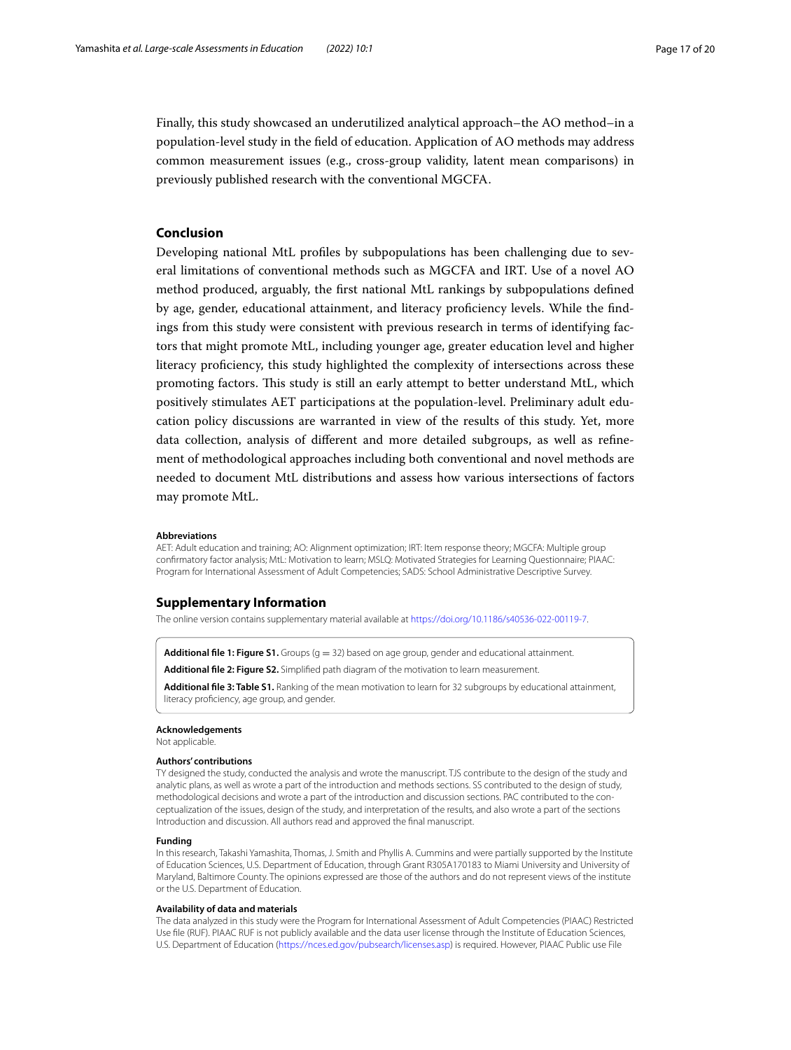Finally, this study showcased an underutilized analytical approach–the AO method–in a population-level study in the field of education. Application of AO methods may address common measurement issues (e.g., cross-group validity, latent mean comparisons) in previously published research with the conventional MGCFA.

## Conclusion

Developing national MtL profiles by subpopulations has been challenging due to several limitations of conventional methods such as MGCFA and IRT. Use of a novel AO method produced, arguably, the first national MtL rankings by subpopulations defined by age, gender, educational attainment, and literacy proficiency levels. While the findings from this study were consistent with previous research in terms of identifying factors that might promote MtL, including younger age, greater education level and higher literacy proficiency, this study highlighted the complexity of intersections across these promoting factors. This study is still an early attempt to better understand MtL, which positively stimulates AET participations at the population-level. Preliminary adult education policy discussions are warranted in view of the results of this study. Yet, more data collection, analysis of different and more detailed subgroups, as well as refinement of methodological approaches including both conventional and novel methods are needed to document MtL distributions and assess how various intersections of factors may promote MtL.

#### Abbreviations

AET: Adult education and training; AO: Alignment optimization; IRT: Item response theory; MGCFA: Multiple group confirmatory factor analysis; MtL: Motivation to learn; MSLQ: Motivated Strategies for Learning Questionnaire; PIAAC: Program for International Assessment of Adult Competencies; SADS: School Administrative Descriptive Survey.

## Supplementary Information

The online version contains supplementary material available at https://doi.org/10.1186/s40536-022-00119-7.

**Additional file 1: Figure S1.** Groups (g = 32) based on age group, gender and educational attainment.

**Additional file 2: Figure S2.** Simplified path diagram of the motivation to learn measurement.

**Additional file 3: Table S1.** Ranking of the mean motivation to learn for 32 subgroups by educational attainment, literacy proficiency, age group, and gender.

#### Acknowledgements

Not applicable.

#### Authors' contributions

TY designed the study, conducted the analysis and wrote the manuscript. TJS contribute to the design of the study and analytic plans, as well as wrote a part of the introduction and methods sections. SS contributed to the design of study, methodological decisions and wrote a part of the introduction and discussion sections. PAC contributed to the conceptualization of the issues, design of the study, and interpretation of the results, and also wrote a part of the sections Introduction and discussion. All authors read and approved the final manuscript.

#### Funding

In this research, Takashi Yamashita, Thomas, J. Smith and Phyllis A. Cummins and were partially supported by the Institute of Education Sciences, U.S. Department of Education, through Grant R305A170183 to Miami University and University of Maryland, Baltimore County. The opinions expressed are those of the authors and do not represent views of the institute or the U.S. Department of Education.

#### Availability of data and materials

The data analyzed in this study were the Program for International Assessment of Adult Competencies (PIAAC) Restricted Use file (RUF). PIAAC RUF is not publicly available and the data user license through the Institute of Education Sciences, U.S. Department of Education (https://nces.ed.gov/pubsearch/licenses.asp) is required. However, PIAAC Public use File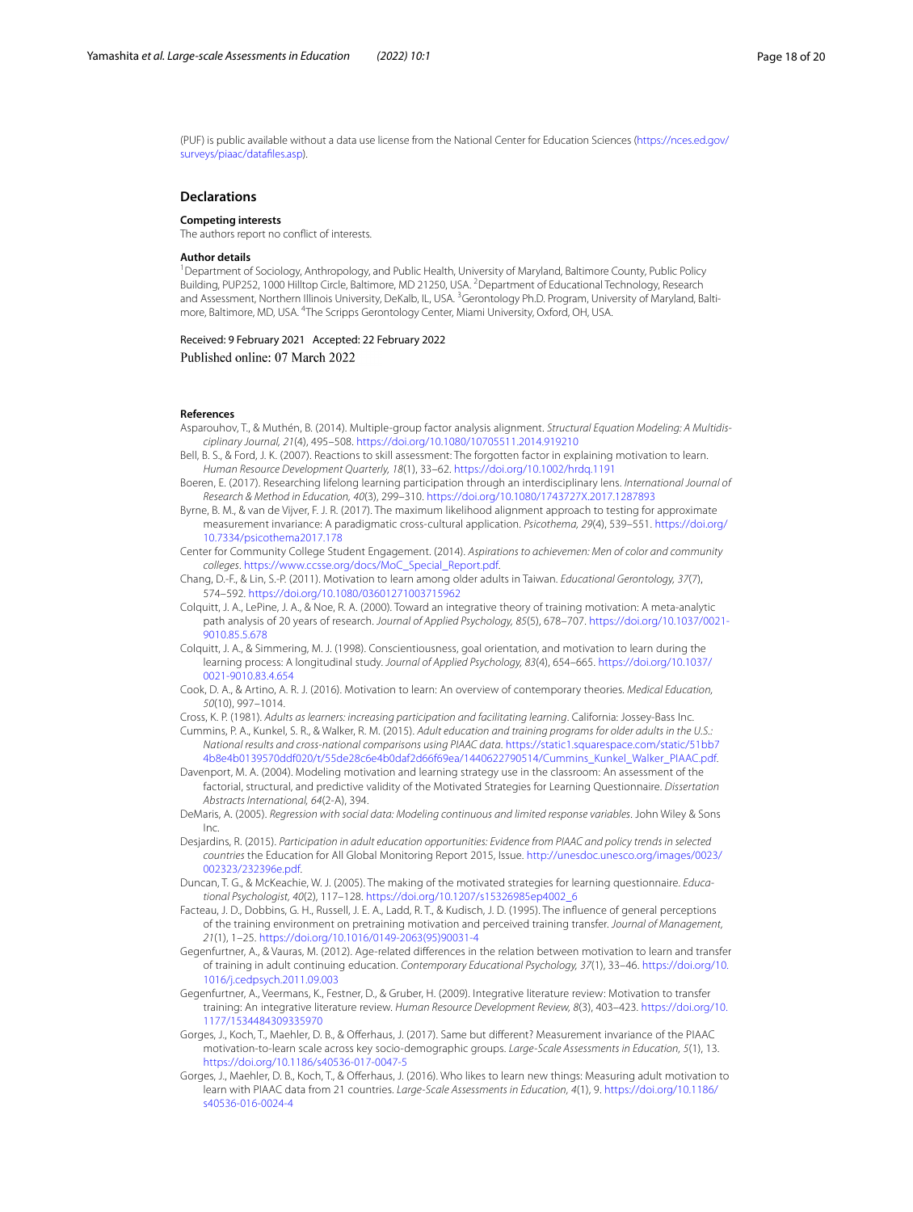(PUF) is public available without a data use license from the National Center for Education Sciences (https://nces.ed.gov/surveys/piaac/datafiles.asp).

## Declarations

### Competing interests

The authors report no conflict of interests.

### Author details

[1]Department of Sociology, Anthropology, and Public Health, University of Maryland, Baltimore County, Public Policy Building, PUP252, 1000 Hilltop Circle, Baltimore, MD 21250, USA. [2]Department of Educational Technology, Research and Assessment, Northern Illinois University, DeKalb, IL, USA. [3]Gerontology Ph.D. Program, University of Maryland, Baltimore, Baltimore, MD, USA. [4]The Scripps Gerontology Center, Miami University, Oxford, OH, USA.

Received: 9 February 2021 Accepted: 22 February 2022
Published online: 07 March 2022

## References

Asparouhov, T., & Muthén, B. (2014). Multiple-group factor analysis alignment. *Structural Equation Modeling: A Multidisciplinary Journal, 21*(4), 495–508. https://doi.org/10.1080/10705511.2014.919210

Bell, B. S., & Ford, J. K. (2007). Reactions to skill assessment: The forgotten factor in explaining motivation to learn. *Human Resource Development Quarterly, 18*(1), 33–62. https://doi.org/10.1002/hrdq.1191

Boeren, E. (2017). Researching lifelong learning participation through an interdisciplinary lens. *International Journal of Research & Method in Education, 40*(3), 299–310. https://doi.org/10.1080/1743727X.2017.1287893

Byrne, B. M., & van de Vijver, F. J. R. (2017). The maximum likelihood alignment approach to testing for approximate measurement invariance: A paradigmatic cross-cultural application. *Psicothema, 29*(4), 539–551. https://doi.org/10.7334/psicothema2017.178

Center for Community College Student Engagement. (2014). *Aspirations to achievemen: Men of color and community colleges*. https://www.ccsse.org/docs/MoC_Special_Report.pdf.

Chang, D.-F., & Lin, S.-P. (2011). Motivation to learn among older adults in Taiwan. *Educational Gerontology, 37*(7), 574–592. https://doi.org/10.1080/03601271003715962

Colquitt, J. A., LePine, J. A., & Noe, R. A. (2000). Toward an integrative theory of training motivation: A meta-analytic path analysis of 20 years of research. *Journal of Applied Psychology, 85*(5), 678–707. https://doi.org/10.1037/0021-9010.85.5.678

Colquitt, J. A., & Simmering, M. J. (1998). Conscientiousness, goal orientation, and motivation to learn during the learning process: A longitudinal study. *Journal of Applied Psychology, 83*(4), 654–665. https://doi.org/10.1037/0021-9010.83.4.654

Cook, D. A., & Artino, A. R. J. (2016). Motivation to learn: An overview of contemporary theories. *Medical Education, 50*(10), 997–1014.

Cross, K. P. (1981). *Adults as learners: increasing participation and facilitating learning*. California: Jossey-Bass Inc.

Cummins, P. A., Kunkel, S. R., & Walker, R. M. (2015). *Adult education and training programs for older adults in the U.S.: National results and cross-national comparisons using PIAAC data*. https://static1.squarespace.com/static/51bb74b8e4b0139570ddf020/t/55de28c6e4b0daf2d66f69ea/1440622790514/Cummins_Kunkel_Walker_PIAAC.pdf.

Davenport, M. A. (2004). Modeling motivation and learning strategy use in the classroom: An assessment of the factorial, structural, and predictive validity of the Motivated Strategies for Learning Questionnaire. *Dissertation Abstracts International, 64*(2-A), 394.

DeMaris, A. (2005). *Regression with social data: Modeling continuous and limited response variables*. John Wiley & Sons Inc.

Desjardins, R. (2015). *Participation in adult education opportunities: Evidence from PIAAC and policy trends in selected countries* the Education for All Global Monitoring Report 2015, Issue. http://unesdoc.unesco.org/images/0023/002323/232396e.pdf.

Duncan, T. G., & McKeachie, W. J. (2005). The making of the motivated strategies for learning questionnaire. *Educational Psychologist, 40*(2), 117–128. https://doi.org/10.1207/s15326985ep4002_6

Facteau, J. D., Dobbins, G. H., Russell, J. E. A., Ladd, R. T., & Kudisch, J. D. (1995). The influence of general perceptions of the training environment on pretraining motivation and perceived training transfer. *Journal of Management, 21*(1), 1–25. https://doi.org/10.1016/0149-2063(95)90031-4

Gegenfurtner, A., & Vauras, M. (2012). Age-related differences in the relation between motivation to learn and transfer of training in adult continuing education. *Contemporary Educational Psychology, 37*(1), 33–46. https://doi.org/10.1016/j.cedpsych.2011.09.003

Gegenfurtner, A., Veermans, K., Festner, D., & Gruber, H. (2009). Integrative literature review: Motivation to transfer training: An integrative literature review. *Human Resource Development Review, 8*(3), 403–423. https://doi.org/10.1177/1534484309335970

Gorges, J., Koch, T., Maehler, D. B., & Offerhaus, J. (2017). Same but different? Measurement invariance of the PIAAC motivation-to-learn scale across key socio-demographic groups. *Large-Scale Assessments in Education, 5*(1), 13. https://doi.org/10.1186/s40536-017-0047-5

Gorges, J., Maehler, D. B., Koch, T., & Offerhaus, J. (2016). Who likes to learn new things: Measuring adult motivation to learn with PIAAC data from 21 countries. *Large-Scale Assessments in Education, 4*(1), 9. https://doi.org/10.1186/s40536-016-0024-4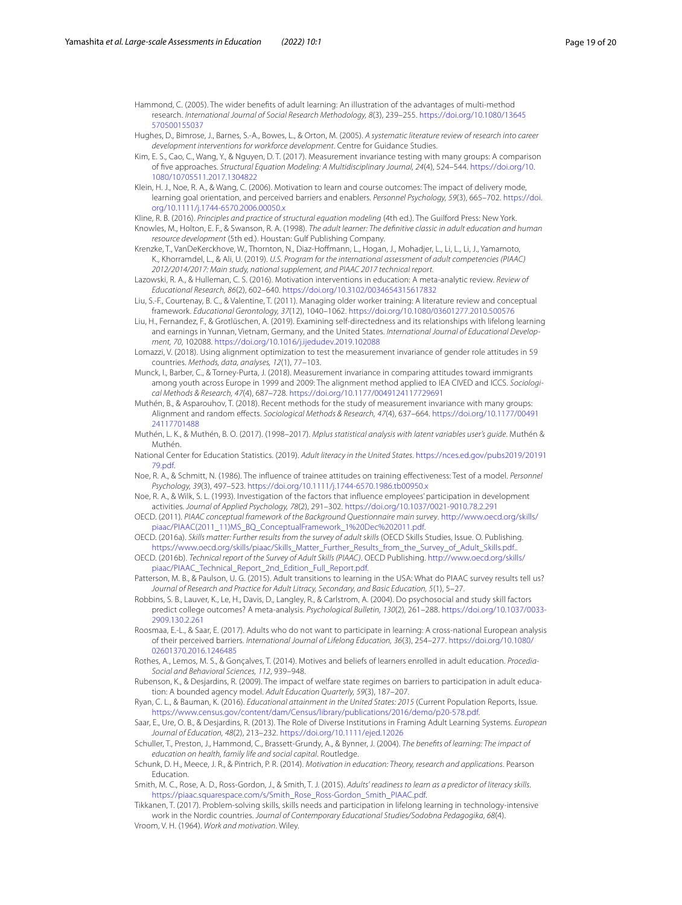Hammond, C. (2005). The wider benefits of adult learning: An illustration of the advantages of multi-method research. *International Journal of Social Research Methodology, 8*(3), 239–255. https://doi.org/10.1080/13645570500155037

Hughes, D., Bimrose, J., Barnes, S.-A., Bowes, L., & Orton, M. (2005). *A systematic literature review of research into career development interventions for workforce development*. Centre for Guidance Studies.

Kim, E. S., Cao, C., Wang, Y., & Nguyen, D. T. (2017). Measurement invariance testing with many groups: A comparison of five approaches. *Structural Equation Modeling: A Multidisciplinary Journal, 24*(4), 524–544. https://doi.org/10.1080/10705511.2017.1304822

Klein, H. J., Noe, R. A., & Wang, C. (2006). Motivation to learn and course outcomes: The impact of delivery mode, learning goal orientation, and perceived barriers and enablers. *Personnel Psychology, 59*(3), 665–702. https://doi.org/10.1111/j.1744-6570.2006.00050.x

Kline, R. B. (2016). *Principles and practice of structural equation modeling* (4th ed.). The Guilford Press: New York.

Knowles, M., Holton, E. F., & Swanson, R. A. (1998). *The adult learner: The definitive classic in adult education and human resource development* (5th ed.). Houstan: Gulf Publishing Company.

Krenzke, T., VanDeKerckhove, W., Thornton, N., Diaz-Hoffmann, L., Hogan, J., Mohadjer, L., Li, L., Li, J., Yamamoto, K., Khorramdel, L., & Ali, U. (2019). *U.S. Program for the international assessment of adult competencies (PIAAC) 2012/2014/2017: Main study, national supplement, and PIAAC 2017 technical report.*

Lazowski, R. A., & Hulleman, C. S. (2016). Motivation interventions in education: A meta-analytic review. *Review of Educational Research, 86*(2), 602–640. https://doi.org/10.3102/0034654315617832

Liu, S.-F., Courtenay, B. C., & Valentine, T. (2011). Managing older worker training: A literature review and conceptual framework. *Educational Gerontology, 37*(12), 1040–1062. https://doi.org/10.1080/03601277.2010.500576

Liu, H., Fernandez, F., & Grotlüschen, A. (2019). Examining self-directedness and its relationships with lifelong learning and earnings in Yunnan, Vietnam, Germany, and the United States. *International Journal of Educational Development, 70*, 102088. https://doi.org/10.1016/j.ijedudev.2019.102088

Lomazzi, V. (2018). Using alignment optimization to test the measurement invariance of gender role attitudes in 59 countries. *Methods, data, analyses, 12*(1), 77–103.

Munck, I., Barber, C., & Torney-Purta, J. (2018). Measurement invariance in comparing attitudes toward immigrants among youth across Europe in 1999 and 2009: The alignment method applied to IEA CIVED and ICCS. *Sociological Methods & Research, 47*(4), 687–728. https://doi.org/10.1177/0049124117729691

Muthén, B., & Asparouhov, T. (2018). Recent methods for the study of measurement invariance with many groups: Alignment and random effects. *Sociological Methods & Research, 47*(4), 637–664. https://doi.org/10.1177/0049124117701488

Muthén, L. K., & Muthén, B. O. (2017). (1998–2017). *Mplus statistical analysis with latent variables user's guide*. Muthén & Muthén.

National Center for Education Statistics. (2019). *Adult literacy in the United States*. https://nces.ed.gov/pubs2019/2019179.pdf.

Noe, R. A., & Schmitt, N. (1986). The influence of trainee attitudes on training effectiveness: Test of a model. *Personnel Psychology, 39*(3), 497–523. https://doi.org/10.1111/j.1744-6570.1986.tb00950.x

Noe, R. A., & Wilk, S. L. (1993). Investigation of the factors that influence employees' participation in development activities. *Journal of Applied Psychology, 78*(2), 291–302. https://doi.org/10.1037/0021-9010.78.2.291

OECD. (2011). *PIAAC conceptual framework of the Background Questionnaire main survey*. http://www.oecd.org/skills/piaac/PIAAC(2011_11)MS_BQ_ConceptualFramework_1%20Dec%202011.pdf.

OECD. (2016a). *Skills matter: Further results from the survey of adult skills* (OECD Skills Studies, Issue. O. Publishing. https://www.oecd.org/skills/piaac/Skills_Matter_Further_Results_from_the_Survey_of_Adult_Skills.pdf..

OECD. (2016b). *Technical report of the Survey of Adult Skills (PIAAC)*. OECD Publishing. http://www.oecd.org/skills/piaac/PIAAC_Technical_Report_2nd_Edition_Full_Report.pdf.

Patterson, M. B., & Paulson, U. G. (2015). Adult transitions to learning in the USA: What do PIAAC survey results tell us? *Journal of Research and Practice for Adult Litracy, Secondary, and Basic Education, 5*(1), 5–27.

Robbins, S. B., Lauver, K., Le, H., Davis, D., Langley, R., & Carlstrom, A. (2004). Do psychosocial and study skill factors predict college outcomes? A meta-analysis. *Psychological Bulletin, 130*(2), 261–288. https://doi.org/10.1037/0033-2909.130.2.261

Roosmaa, E.-L., & Saar, E. (2017). Adults who do not want to participate in learning: A cross-national European analysis of their perceived barriers. *International Journal of Lifelong Education, 36*(3), 254–277. https://doi.org/10.1080/02601370.2016.1246485

Rothes, A., Lemos, M. S., & Gonçalves, T. (2014). Motives and beliefs of learners enrolled in adult education. *Procedia-Social and Behavioral Sciences, 112*, 939–948.

Rubenson, K., & Desjardins, R. (2009). The impact of welfare state regimes on barriers to participation in adult education: A bounded agency model. *Adult Education Quarterly, 59*(3), 187–207.

Ryan, C. L., & Bauman, K. (2016). *Educational attainment in the United States: 2015* (Current Population Reports, Issue. https://www.census.gov/content/dam/Census/library/publications/2016/demo/p20-578.pdf.

Saar, E., Ure, O. B., & Desjardins, R. (2013). The Role of Diverse Institutions in Framing Adult Learning Systems. *European Journal of Education, 48*(2), 213–232. https://doi.org/10.1111/ejed.12026

Schuller, T., Preston, J., Hammond, C., Brassett-Grundy, A., & Bynner, J. (2004). *The benefits of learning: The impact of education on health, family life and social capital*. Routledge.

Schunk, D. H., Meece, J. R., & Pintrich, P. R. (2014). *Motivation in education: Theory, research and applications*. Pearson Education.

Smith, M. C., Rose, A. D., Ross-Gordon, J., & Smith, T. J. (2015). *Adults' readiness to learn as a predictor of literacy skills*. https://piaac.squarespace.com/s/Smith_Rose_Ross-Gordon_Smith_PIAAC.pdf.

Tikkanen, T. (2017). Problem-solving skills, skills needs and participation in lifelong learning in technology-intensive work in the Nordic countries. *Journal of Contemporary Educational Studies/Sodobna Pedagogika, 68*(4).

Vroom, V. H. (1964). *Work and motivation*. Wiley.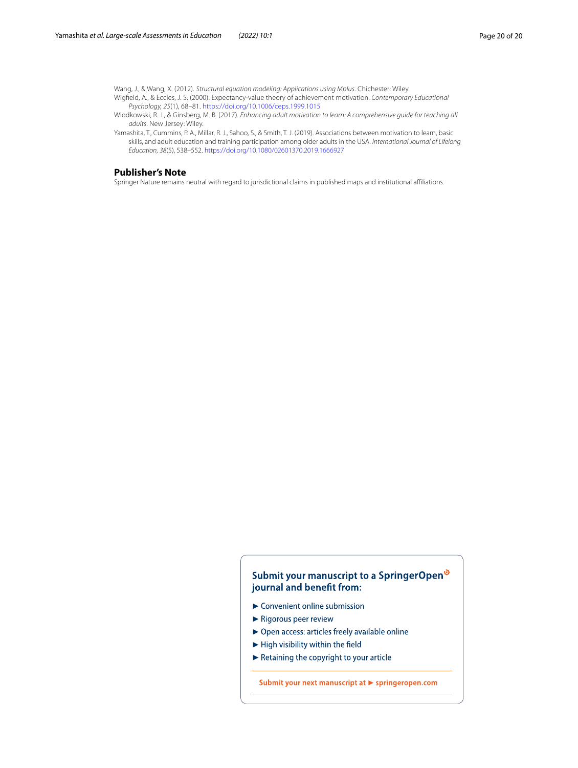Wang, J., & Wang, X. (2012). *Structural equation modeling: Applications using Mplus*. Chichester: Wiley.

Wigfield, A., & Eccles, J. S. (2000). Expectancy-value theory of achievement motivation. *Contemporary Educational Psychology, 25*(1), 68–81. https://doi.org/10.1006/ceps.1999.1015

Wlodkowski, R. J., & Ginsberg, M. B. (2017). *Enhancing adult motivation to learn: A comprehensive guide for teaching all adults*. New Jersey: Wiley.

Yamashita, T., Cummins, P. A., Millar, R. J., Sahoo, S., & Smith, T. J. (2019). Associations between motivation to learn, basic skills, and adult education and training participation among older adults in the USA. *International Journal of Lifelong Education, 38*(5), 538–552. https://doi.org/10.1080/02601370.2019.1666927

## Publisher's Note

Springer Nature remains neutral with regard to jurisdictional claims in published maps and institutional affiliations.

**Submit your manuscript to a SpringerOpen journal and benefit from:**

- ► Convenient online submission
- ► Rigorous peer review
- ► Open access: articles freely available online
- ► High visibility within the field
- ► Retaining the copyright to your article

**Submit your next manuscript at ► springeropen.com**